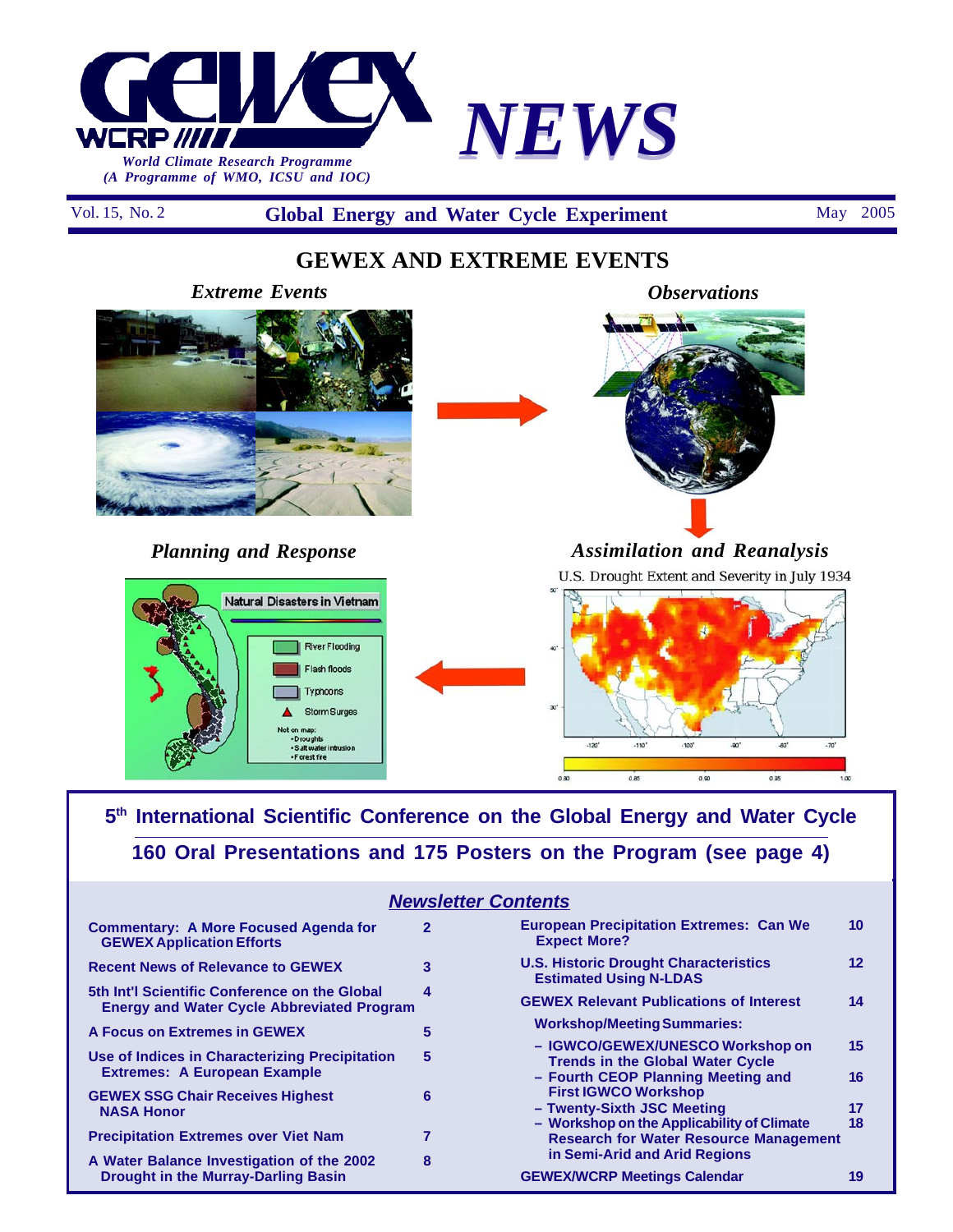# GEWEX NEWS

World Climate Research Programme
(A Programme of WMO, ICSU and IOC)

Vol. 15, No. 2 — **Global Energy and Water Cycle Experiment** — May 2005

## GEWEX AND EXTREME EVENTS

*Extreme Events*

*Observations*

*Planning and Response*

*Assimilation and Reanalysis*

U.S. Drought Extent and Severity in July 1934

Natural Disasters in Vietnam

- River Flooding
- Flash floods
- Typhoons
- Storm Surges

Not on map:
- Droughts
- Salt water intrusion
- Forest fire

**5th International Scientific Conference on the Global Energy and Water Cycle**

**160 Oral Presentations and 175 Posters on the Program (see page 4)**

## Newsletter Contents

| | |
|---|---|
| Commentary: A More Focused Agenda for GEWEX Application Efforts | 2 |
| Recent News of Relevance to GEWEX | 3 |
| 5th Int'l Scientific Conference on the Global Energy and Water Cycle Abbreviated Program | 4 |
| A Focus on Extremes in GEWEX | 5 |
| Use of Indices in Characterizing Precipitation Extremes: A European Example | 5 |
| GEWEX SSG Chair Receives Highest NASA Honor | 6 |
| Precipitation Extremes over Viet Nam | 7 |
| A Water Balance Investigation of the 2002 Drought in the Murray-Darling Basin | 8 |
| European Precipitation Extremes: Can We Expect More? | 10 |
| U.S. Historic Drought Characteristics Estimated Using N-LDAS | 12 |
| GEWEX Relevant Publications of Interest | 14 |
| Workshop/Meeting Summaries: | |
| – IGWCO/GEWEX/UNESCO Workshop on Trends in the Global Water Cycle | 15 |
| – Fourth CEOP Planning Meeting and First IGWCO Workshop | 16 |
| – Twenty-Sixth JSC Meeting | 17 |
| – Workshop on the Applicability of Climate Research for Water Resource Management in Semi-Arid and Arid Regions | 18 |
| GEWEX/WCRP Meetings Calendar | 19 |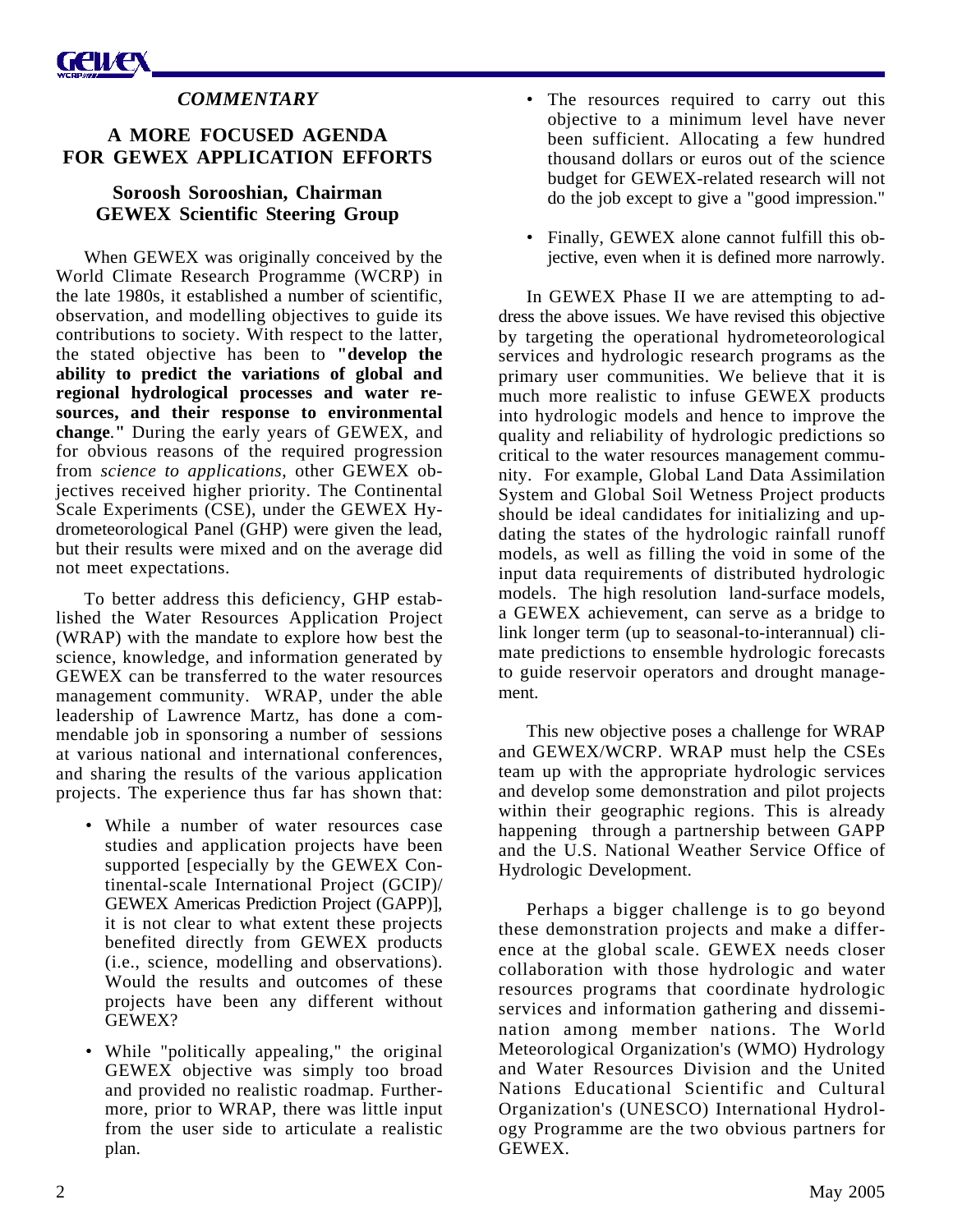## *COMMENTARY*

# A MORE FOCUSED AGENDA FOR GEWEX APPLICATION EFFORTS

### Soroosh Sorooshian, Chairman GEWEX Scientific Steering Group

When GEWEX was originally conceived by the World Climate Research Programme (WCRP) in the late 1980s, it established a number of scientific, observation, and modelling objectives to guide its contributions to society. With respect to the latter, the stated objective has been to **"develop the ability to predict the variations of global and regional hydrological processes and water resources, and their response to environmental change."** During the early years of GEWEX, and for obvious reasons of the required progression from *science to applications*, other GEWEX objectives received higher priority. The Continental Scale Experiments (CSE), under the GEWEX Hydrometeorological Panel (GHP) were given the lead, but their results were mixed and on the average did not meet expectations.

To better address this deficiency, GHP established the Water Resources Application Project (WRAP) with the mandate to explore how best the science, knowledge, and information generated by GEWEX can be transferred to the water resources management community. WRAP, under the able leadership of Lawrence Martz, has done a commendable job in sponsoring a number of sessions at various national and international conferences, and sharing the results of the various application projects. The experience thus far has shown that:

- While a number of water resources case studies and application projects have been supported [especially by the GEWEX Continental-scale International Project (GCIP)/ GEWEX Americas Prediction Project (GAPP)], it is not clear to what extent these projects benefited directly from GEWEX products (i.e., science, modelling and observations). Would the results and outcomes of these projects have been any different without GEWEX?
- While "politically appealing," the original GEWEX objective was simply too broad and provided no realistic roadmap. Furthermore, prior to WRAP, there was little input from the user side to articulate a realistic plan.
- The resources required to carry out this objective to a minimum level have never been sufficient. Allocating a few hundred thousand dollars or euros out of the science budget for GEWEX-related research will not do the job except to give a "good impression."
- Finally, GEWEX alone cannot fulfill this objective, even when it is defined more narrowly.

In GEWEX Phase II we are attempting to address the above issues. We have revised this objective by targeting the operational hydrometeorological services and hydrologic research programs as the primary user communities. We believe that it is much more realistic to infuse GEWEX products into hydrologic models and hence to improve the quality and reliability of hydrologic predictions so critical to the water resources management community. For example, Global Land Data Assimilation System and Global Soil Wetness Project products should be ideal candidates for initializing and updating the states of the hydrologic rainfall runoff models, as well as filling the void in some of the input data requirements of distributed hydrologic models. The high resolution land-surface models, a GEWEX achievement, can serve as a bridge to link longer term (up to seasonal-to-interannual) climate predictions to ensemble hydrologic forecasts to guide reservoir operators and drought management.

This new objective poses a challenge for WRAP and GEWEX/WCRP. WRAP must help the CSEs team up with the appropriate hydrologic services and develop some demonstration and pilot projects within their geographic regions. This is already happening through a partnership between GAPP and the U.S. National Weather Service Office of Hydrologic Development.

Perhaps a bigger challenge is to go beyond these demonstration projects and make a difference at the global scale. GEWEX needs closer collaboration with those hydrologic and water resources programs that coordinate hydrologic services and information gathering and dissemination among member nations. The World Meteorological Organization's (WMO) Hydrology and Water Resources Division and the United Nations Educational Scientific and Cultural Organization's (UNESCO) International Hydrology Programme are the two obvious partners for GEWEX.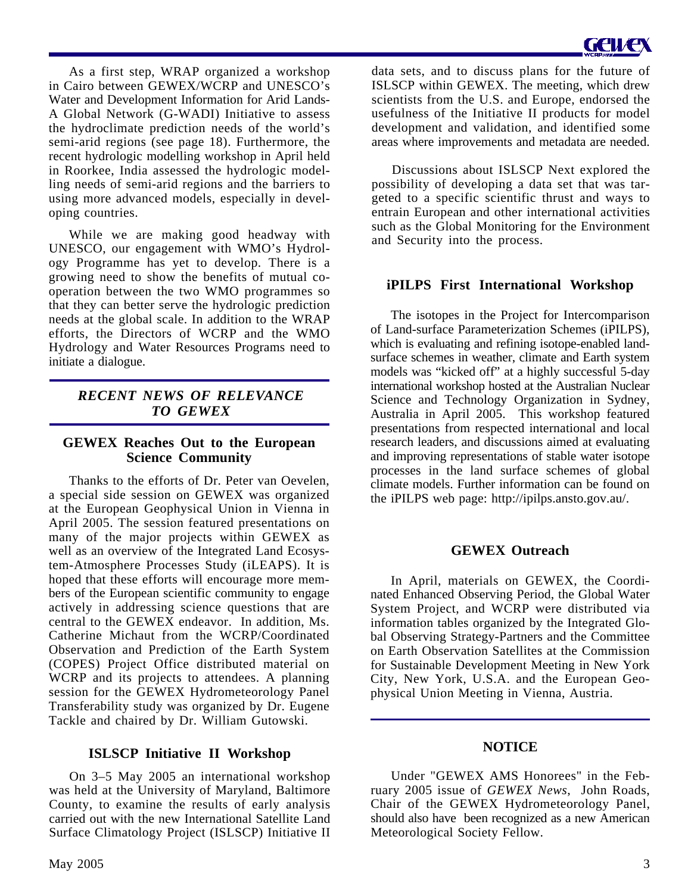As a first step, WRAP organized a workshop in Cairo between GEWEX/WCRP and UNESCO's Water and Development Information for Arid Lands-A Global Network (G-WADI) Initiative to assess the hydroclimate prediction needs of the world's semi-arid regions (see page 18). Furthermore, the recent hydrologic modelling workshop in April held in Roorkee, India assessed the hydrologic modelling needs of semi-arid regions and the barriers to using more advanced models, especially in developing countries.

While we are making good headway with UNESCO, our engagement with WMO's Hydrology Programme has yet to develop. There is a growing need to show the benefits of mutual cooperation between the two WMO programmes so that they can better serve the hydrologic prediction needs at the global scale. In addition to the WRAP efforts, the Directors of WCRP and the WMO Hydrology and Water Resources Programs need to initiate a dialogue.

## *RECENT NEWS OF RELEVANCE TO GEWEX*

### GEWEX Reaches Out to the European Science Community

Thanks to the efforts of Dr. Peter van Oevelen, a special side session on GEWEX was organized at the European Geophysical Union in Vienna in April 2005. The session featured presentations on many of the major projects within GEWEX as well as an overview of the Integrated Land Ecosystem-Atmosphere Processes Study (iLEAPS). It is hoped that these efforts will encourage more members of the European scientific community to engage actively in addressing science questions that are central to the GEWEX endeavor. In addition, Ms. Catherine Michaut from the WCRP/Coordinated Observation and Prediction of the Earth System (COPES) Project Office distributed material on WCRP and its projects to attendees. A planning session for the GEWEX Hydrometeorology Panel Transferability study was organized by Dr. Eugene Tackle and chaired by Dr. William Gutowski.

### ISLSCP Initiative II Workshop

On 3–5 May 2005 an international workshop was held at the University of Maryland, Baltimore County, to examine the results of early analysis carried out with the new International Satellite Land Surface Climatology Project (ISLSCP) Initiative II data sets, and to discuss plans for the future of ISLSCP within GEWEX. The meeting, which drew scientists from the U.S. and Europe, endorsed the usefulness of the Initiative II products for model development and validation, and identified some areas where improvements and metadata are needed.

Discussions about ISLSCP Next explored the possibility of developing a data set that was targeted to a specific scientific thrust and ways to entrain European and other international activities such as the Global Monitoring for the Environment and Security into the process.

### iPILPS First International Workshop

The isotopes in the Project for Intercomparison of Land-surface Parameterization Schemes (iPILPS), which is evaluating and refining isotope-enabled land-surface schemes in weather, climate and Earth system models was "kicked off" at a highly successful 5-day international workshop hosted at the Australian Nuclear Science and Technology Organization in Sydney, Australia in April 2005. This workshop featured presentations from respected international and local research leaders, and discussions aimed at evaluating and improving representations of stable water isotope processes in the land surface schemes of global climate models. Further information can be found on the iPILPS web page: http://ipilps.ansto.gov.au/.

### GEWEX Outreach

In April, materials on GEWEX, the Coordinated Enhanced Observing Period, the Global Water System Project, and WCRP were distributed via information tables organized by the Integrated Global Observing Strategy-Partners and the Committee on Earth Observation Satellites at the Commission for Sustainable Development Meeting in New York City, New York, U.S.A. and the European Geophysical Union Meeting in Vienna, Austria.

### NOTICE

Under "GEWEX AMS Honorees" in the February 2005 issue of *GEWEX News*, John Roads, Chair of the GEWEX Hydrometeorology Panel, should also have been recognized as a new American Meteorological Society Fellow.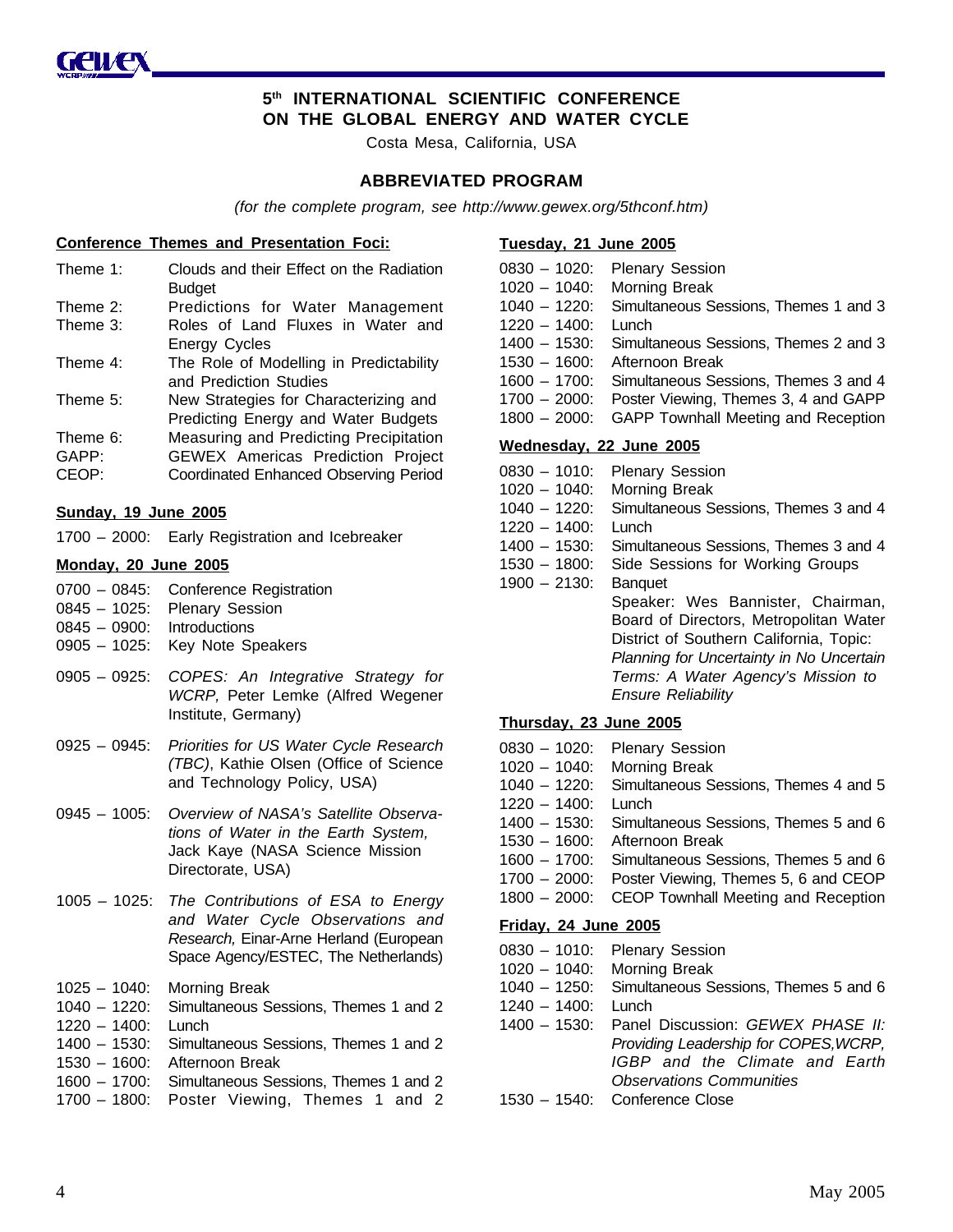# 5th INTERNATIONAL SCIENTIFIC CONFERENCE ON THE GLOBAL ENERGY AND WATER CYCLE

Costa Mesa, California, USA

## ABBREVIATED PROGRAM

*(for the complete program, see http://www.gewex.org/5thconf.htm)*

**Conference Themes and Presentation Foci:**

| | |
|---|---|
| Theme 1: | Clouds and their Effect on the Radiation Budget |
| Theme 2: | Predictions for Water Management |
| Theme 3: | Roles of Land Fluxes in Water and Energy Cycles |
| Theme 4: | The Role of Modelling in Predictability and Prediction Studies |
| Theme 5: | New Strategies for Characterizing and Predicting Energy and Water Budgets |
| Theme 6: | Measuring and Predicting Precipitation |
| GAPP: | GEWEX Americas Prediction Project |
| CEOP: | Coordinated Enhanced Observing Period |

**Sunday, 19 June 2005**

1700 – 2000: Early Registration and Icebreaker

**Monday, 20 June 2005**

0700 – 0845: Conference Registration
0845 – 1025: Plenary Session
0845 – 0900: Introductions
0905 – 1025: Key Note Speakers

0905 – 0925: *COPES: An Integrative Strategy for WCRP,* Peter Lemke (Alfred Wegener Institute, Germany)

0925 – 0945: *Priorities for US Water Cycle Research (TBC)*, Kathie Olsen (Office of Science and Technology Policy, USA)

0945 – 1005: *Overview of NASA's Satellite Observations of Water in the Earth System,* Jack Kaye (NASA Science Mission Directorate, USA)

1005 – 1025: *The Contributions of ESA to Energy and Water Cycle Observations and Research,* Einar-Arne Herland (European Space Agency/ESTEC, The Netherlands)

1025 – 1040: Morning Break
1040 – 1220: Simultaneous Sessions, Themes 1 and 2
1220 – 1400: Lunch
1400 – 1530: Simultaneous Sessions, Themes 1 and 2
1530 – 1600: Afternoon Break
1600 – 1700: Simultaneous Sessions, Themes 1 and 2
1700 – 1800: Poster Viewing, Themes 1 and 2

**Tuesday, 21 June 2005**

0830 – 1020: Plenary Session
1020 – 1040: Morning Break
1040 – 1220: Simultaneous Sessions, Themes 1 and 3
1220 – 1400: Lunch
1400 – 1530: Simultaneous Sessions, Themes 2 and 3
1530 – 1600: Afternoon Break
1600 – 1700: Simultaneous Sessions, Themes 3 and 4
1700 – 2000: Poster Viewing, Themes 3, 4 and GAPP
1800 – 2000: GAPP Townhall Meeting and Reception

**Wednesday, 22 June 2005**

0830 – 1010: Plenary Session
1020 – 1040: Morning Break
1040 – 1220: Simultaneous Sessions, Themes 3 and 4
1220 – 1400: Lunch
1400 – 1530: Simultaneous Sessions, Themes 3 and 4
1530 – 1800: Side Sessions for Working Groups
1900 – 2130: Banquet
Speaker: Wes Bannister, Chairman, Board of Directors, Metropolitan Water District of Southern California, Topic: *Planning for Uncertainty in No Uncertain Terms: A Water Agency's Mission to Ensure Reliability*

**Thursday, 23 June 2005**

0830 – 1020: Plenary Session
1020 – 1040: Morning Break
1040 – 1220: Simultaneous Sessions, Themes 4 and 5
1220 – 1400: Lunch
1400 – 1530: Simultaneous Sessions, Themes 5 and 6
1530 – 1600: Afternoon Break
1600 – 1700: Simultaneous Sessions, Themes 5 and 6
1700 – 2000: Poster Viewing, Themes 5, 6 and CEOP
1800 – 2000: CEOP Townhall Meeting and Reception

**Friday, 24 June 2005**

0830 – 1010: Plenary Session
1020 – 1040: Morning Break
1040 – 1250: Simultaneous Sessions, Themes 5 and 6
1240 – 1400: Lunch
1400 – 1530: Panel Discussion: *GEWEX PHASE II: Providing Leadership for COPES,WCRP, IGBP and the Climate and Earth Observations Communities*
1530 – 1540: Conference Close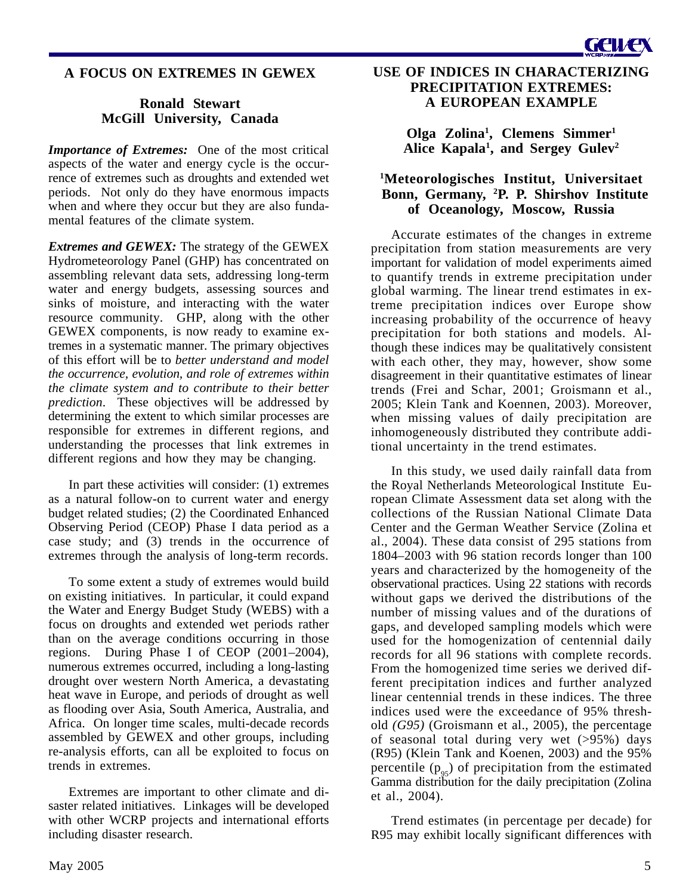## A FOCUS ON EXTREMES IN GEWEX

**Ronald Stewart**
**McGill University, Canada**

***Importance of Extremes:*** One of the most critical aspects of the water and energy cycle is the occurrence of extremes such as droughts and extended wet periods. Not only do they have enormous impacts when and where they occur but they are also fundamental features of the climate system.

***Extremes and GEWEX:*** The strategy of the GEWEX Hydrometeorology Panel (GHP) has concentrated on assembling relevant data sets, addressing long-term water and energy budgets, assessing sources and sinks of moisture, and interacting with the water resource community. GHP, along with the other GEWEX components, is now ready to examine extremes in a systematic manner. The primary objectives of this effort will be to *better understand and model the occurrence, evolution, and role of extremes within the climate system and to contribute to their better prediction*. These objectives will be addressed by determining the extent to which similar processes are responsible for extremes in different regions, and understanding the processes that link extremes in different regions and how they may be changing.

In part these activities will consider: (1) extremes as a natural follow-on to current water and energy budget related studies; (2) the Coordinated Enhanced Observing Period (CEOP) Phase I data period as a case study; and (3) trends in the occurrence of extremes through the analysis of long-term records.

To some extent a study of extremes would build on existing initiatives. In particular, it could expand the Water and Energy Budget Study (WEBS) with a focus on droughts and extended wet periods rather than on the average conditions occurring in those regions. During Phase I of CEOP (2001–2004), numerous extremes occurred, including a long-lasting drought over western North America, a devastating heat wave in Europe, and periods of drought as well as flooding over Asia, South America, Australia, and Africa. On longer time scales, multi-decade records assembled by GEWEX and other groups, including re-analysis efforts, can all be exploited to focus on trends in extremes.

Extremes are important to other climate and disaster related initiatives. Linkages will be developed with other WCRP projects and international efforts including disaster research.

## USE OF INDICES IN CHARACTERIZING PRECIPITATION EXTREMES: A EUROPEAN EXAMPLE

**Olga Zolina[1], Clemens Simmer[1]**
**Alice Kapala[1], and Sergey Gulev[2]**

**[1]Meteorologisches Institut, Universitaet Bonn, Germany, [2]P. P. Shirshov Institute of Oceanology, Moscow, Russia**

Accurate estimates of the changes in extreme precipitation from station measurements are very important for validation of model experiments aimed to quantify trends in extreme precipitation under global warming. The linear trend estimates in extreme precipitation indices over Europe show increasing probability of the occurrence of heavy precipitation for both stations and models. Although these indices may be qualitatively consistent with each other, they may, however, show some disagreement in their quantitative estimates of linear trends (Frei and Schar, 2001; Groismann et al., 2005; Klein Tank and Koennen, 2003). Moreover, when missing values of daily precipitation are inhomogeneously distributed they contribute additional uncertainty in the trend estimates.

In this study, we used daily rainfall data from the Royal Netherlands Meteorological Institute European Climate Assessment data set along with the collections of the Russian National Climate Data Center and the German Weather Service (Zolina et al., 2004). These data consist of 295 stations from 1804–2003 with 96 station records longer than 100 years and characterized by the homogeneity of the observational practices. Using 22 stations with records without gaps we derived the distributions of the number of missing values and of the durations of gaps, and developed sampling models which were used for the homogenization of centennial daily records for all 96 stations with complete records. From the homogenized time series we derived different precipitation indices and further analyzed linear centennial trends in these indices. The three indices used were the exceedance of 95% threshold *(G95)* (Groismann et al., 2005), the percentage of seasonal total during very wet (>95%) days (R95) (Klein Tank and Koenen, 2003) and the 95% percentile ($p_{95}$) of precipitation from the estimated Gamma distribution for the daily precipitation (Zolina et al., 2004).

Trend estimates (in percentage per decade) for R95 may exhibit locally significant differences with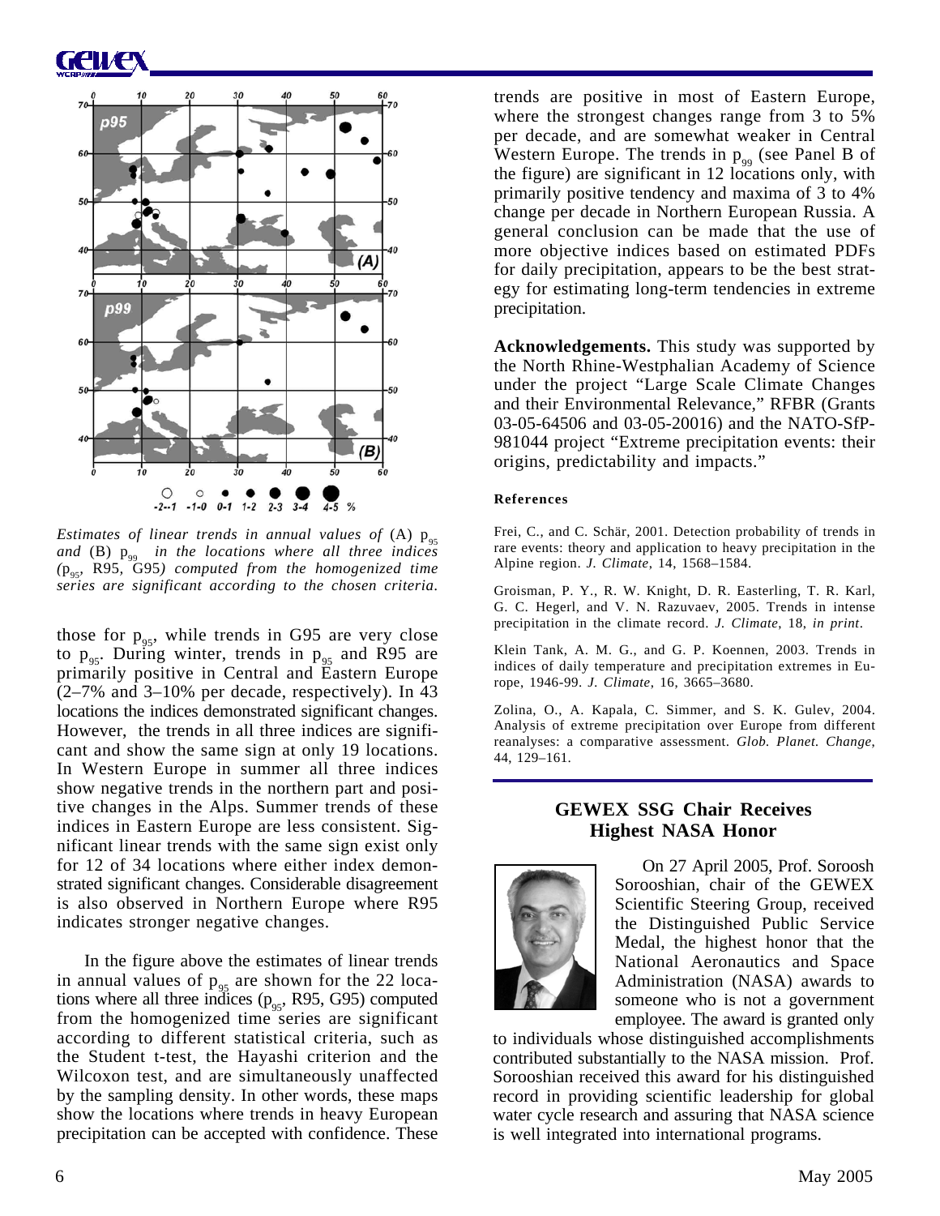*Estimates of linear trends in annual values of* (A) $p_{95}$ *and* (B) $p_{99}$ *in the locations where all three indices (*$p_{95}$*,* R95*,* G95*) computed from the homogenized time series are significant according to the chosen criteria.*

those for $p_{95}$, while trends in G95 are very close to $p_{95}$. During winter, trends in $p_{95}$ and R95 are primarily positive in Central and Eastern Europe (2–7% and 3–10% per decade, respectively). In 43 locations the indices demonstrated significant changes. However, the trends in all three indices are significant and show the same sign at only 19 locations. In Western Europe in summer all three indices show negative trends in the northern part and positive changes in the Alps. Summer trends of these indices in Eastern Europe are less consistent. Significant linear trends with the same sign exist only for 12 of 34 locations where either index demonstrated significant changes. Considerable disagreement is also observed in Northern Europe where R95 indicates stronger negative changes.

In the figure above the estimates of linear trends in annual values of $p_{95}$ are shown for the 22 locations where all three indices ($p_{95}$, R95, G95) computed from the homogenized time series are significant according to different statistical criteria, such as the Student t-test, the Hayashi criterion and the Wilcoxon test, and are simultaneously unaffected by the sampling density. In other words, these maps show the locations where trends in heavy European precipitation can be accepted with confidence. These trends are positive in most of Eastern Europe, where the strongest changes range from 3 to 5% per decade, and are somewhat weaker in Central Western Europe. The trends in $p_{99}$ (see Panel B of the figure) are significant in 12 locations only, with primarily positive tendency and maxima of 3 to 4% change per decade in Northern European Russia. A general conclusion can be made that the use of more objective indices based on estimated PDFs for daily precipitation, appears to be the best strategy for estimating long-term tendencies in extreme precipitation.

**Acknowledgements.** This study was supported by the North Rhine-Westphalian Academy of Science under the project "Large Scale Climate Changes and their Environmental Relevance," RFBR (Grants 03-05-64506 and 03-05-20016) and the NATO-SfP-981044 project "Extreme precipitation events: their origins, predictability and impacts."

#### References

Frei, C., and C. Schär, 2001. Detection probability of trends in rare events: theory and application to heavy precipitation in the Alpine region. *J. Climate*, 14, 1568–1584.

Groisman, P. Y., R. W. Knight, D. R. Easterling, T. R. Karl, G. C. Hegerl, and V. N. Razuvaev, 2005. Trends in intense precipitation in the climate record. *J. Climate*, 18, *in print*.

Klein Tank, A. M. G., and G. P. Koennen, 2003. Trends in indices of daily temperature and precipitation extremes in Europe, 1946-99. *J. Climate*, 16, 3665–3680.

Zolina, O., A. Kapala, C. Simmer, and S. K. Gulev, 2004. Analysis of extreme precipitation over Europe from different reanalyses: a comparative assessment. *Glob. Planet. Change*, 44, 129–161.

## GEWEX SSG Chair Receives Highest NASA Honor

On 27 April 2005, Prof. Soroosh Sorooshian, chair of the GEWEX Scientific Steering Group, received the Distinguished Public Service Medal, the highest honor that the National Aeronautics and Space Administration (NASA) awards to someone who is not a government employee. The award is granted only to individuals whose distinguished accomplishments contributed substantially to the NASA mission. Prof. Sorooshian received this award for his distinguished record in providing scientific leadership for global water cycle research and assuring that NASA science is well integrated into international programs.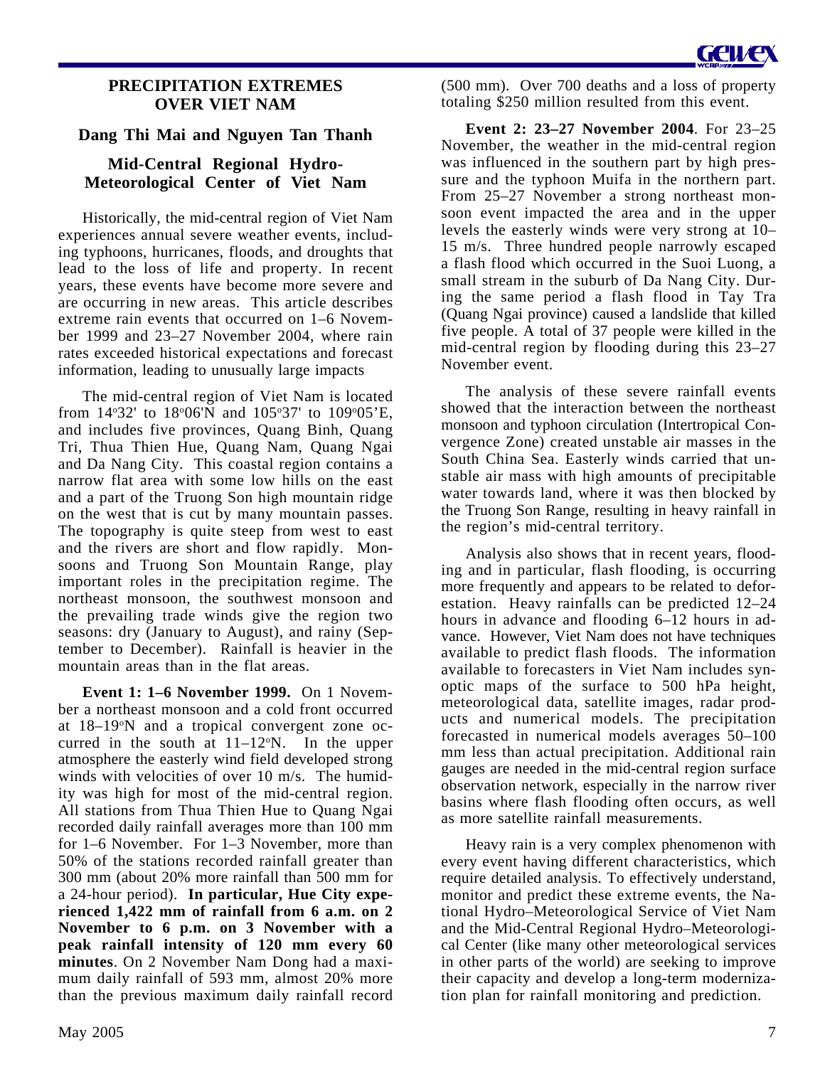## PRECIPITATION EXTREMES OVER VIET NAM

**Dang Thi Mai and Nguyen Tan Thanh**

**Mid-Central Regional Hydro-Meteorological Center of Viet Nam**

Historically, the mid-central region of Viet Nam experiences annual severe weather events, including typhoons, hurricanes, floods, and droughts that lead to the loss of life and property. In recent years, these events have become more severe and are occurring in new areas. This article describes extreme rain events that occurred on 1–6 November 1999 and 23–27 November 2004, where rain rates exceeded historical expectations and forecast information, leading to unusually large impacts

The mid-central region of Viet Nam is located from 14°32' to 18°06'N and 105°37' to 109°05'E, and includes five provinces, Quang Binh, Quang Tri, Thua Thien Hue, Quang Nam, Quang Ngai and Da Nang City. This coastal region contains a narrow flat area with some low hills on the east and a part of the Truong Son high mountain ridge on the west that is cut by many mountain passes. The topography is quite steep from west to east and the rivers are short and flow rapidly. Monsoons and Truong Son Mountain Range, play important roles in the precipitation regime. The northeast monsoon, the southwest monsoon and the prevailing trade winds give the region two seasons: dry (January to August), and rainy (September to December). Rainfall is heavier in the mountain areas than in the flat areas.

**Event 1: 1–6 November 1999.** On 1 November a northeast monsoon and a cold front occurred at 18–19°N and a tropical convergent zone occurred in the south at 11–12°N. In the upper atmosphere the easterly wind field developed strong winds with velocities of over 10 m/s. The humidity was high for most of the mid-central region. All stations from Thua Thien Hue to Quang Ngai recorded daily rainfall averages more than 100 mm for 1–6 November. For 1–3 November, more than 50% of the stations recorded rainfall greater than 300 mm (about 20% more rainfall than 500 mm for a 24-hour period). **In particular, Hue City experienced 1,422 mm of rainfall from 6 a.m. on 2 November to 6 p.m. on 3 November with a peak rainfall intensity of 120 mm every 60 minutes**. On 2 November Nam Dong had a maximum daily rainfall of 593 mm, almost 20% more than the previous maximum daily rainfall record (500 mm). Over 700 deaths and a loss of property totaling $250 million resulted from this event.

**Event 2: 23–27 November 2004**. For 23–25 November, the weather in the mid-central region was influenced in the southern part by high pressure and the typhoon Muifa in the northern part. From 25–27 November a strong northeast monsoon event impacted the area and in the upper levels the easterly winds were very strong at 10–15 m/s. Three hundred people narrowly escaped a flash flood which occurred in the Suoi Luong, a small stream in the suburb of Da Nang City. During the same period a flash flood in Tay Tra (Quang Ngai province) caused a landslide that killed five people. A total of 37 people were killed in the mid-central region by flooding during this 23–27 November event.

The analysis of these severe rainfall events showed that the interaction between the northeast monsoon and typhoon circulation (Intertropical Convergence Zone) created unstable air masses in the South China Sea. Easterly winds carried that unstable air mass with high amounts of precipitable water towards land, where it was then blocked by the Truong Son Range, resulting in heavy rainfall in the region's mid-central territory.

Analysis also shows that in recent years, flooding and in particular, flash flooding, is occurring more frequently and appears to be related to deforestation. Heavy rainfalls can be predicted 12–24 hours in advance and flooding 6–12 hours in advance. However, Viet Nam does not have techniques available to predict flash floods. The information available to forecasters in Viet Nam includes synoptic maps of the surface to 500 hPa height, meteorological data, satellite images, radar products and numerical models. The precipitation forecasted in numerical models averages 50–100 mm less than actual precipitation. Additional rain gauges are needed in the mid-central region surface observation network, especially in the narrow river basins where flash flooding often occurs, as well as more satellite rainfall measurements.

Heavy rain is a very complex phenomenon with every event having different characteristics, which require detailed analysis. To effectively understand, monitor and predict these extreme events, the National Hydro–Meteorological Service of Viet Nam and the Mid-Central Regional Hydro–Meteorological Center (like many other meteorological services in other parts of the world) are seeking to improve their capacity and develop a long-term modernization plan for rainfall monitoring and prediction.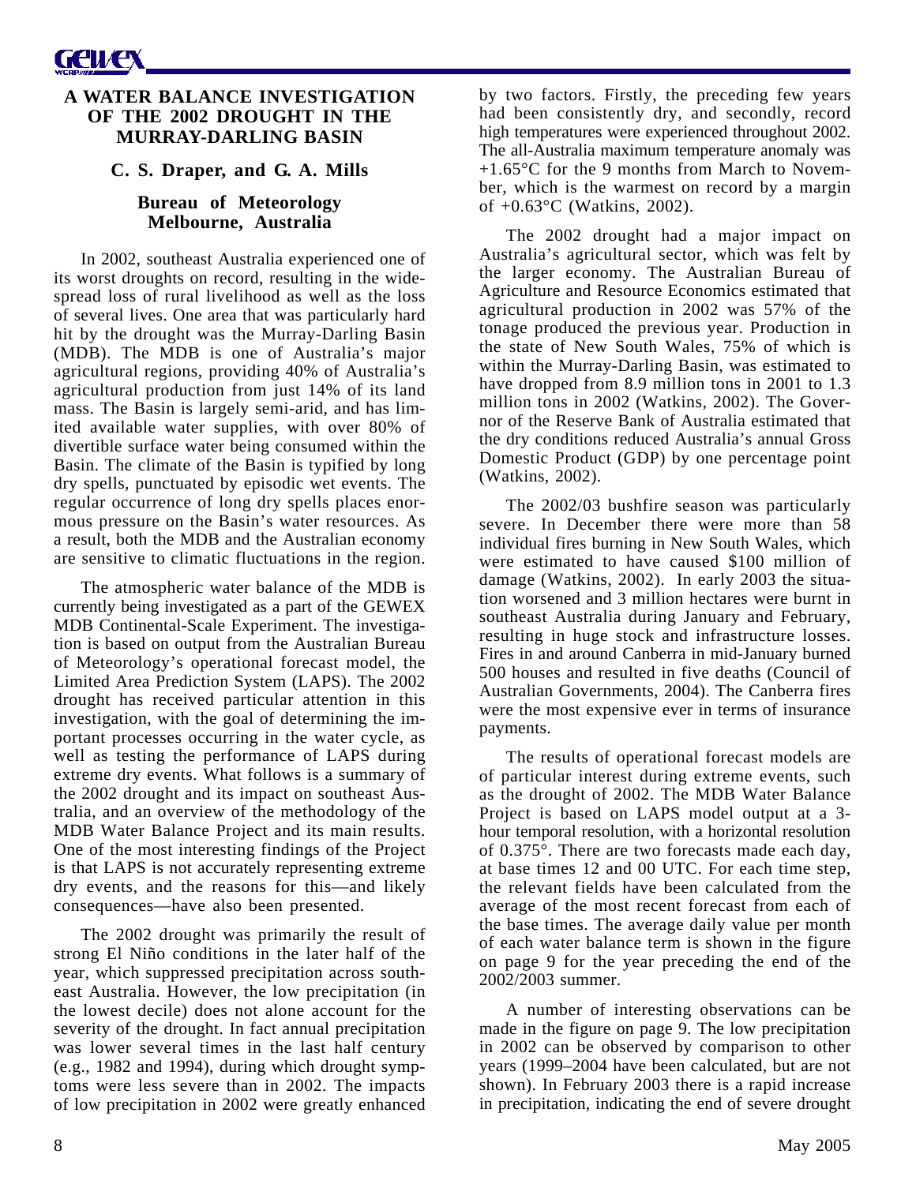# A WATER BALANCE INVESTIGATION OF THE 2002 DROUGHT IN THE MURRAY-DARLING BASIN

**C. S. Draper, and G. A. Mills**

**Bureau of Meteorology**
**Melbourne, Australia**

In 2002, southeast Australia experienced one of its worst droughts on record, resulting in the widespread loss of rural livelihood as well as the loss of several lives. One area that was particularly hard hit by the drought was the Murray-Darling Basin (MDB). The MDB is one of Australia's major agricultural regions, providing 40% of Australia's agricultural production from just 14% of its land mass. The Basin is largely semi-arid, and has limited available water supplies, with over 80% of divertible surface water being consumed within the Basin. The climate of the Basin is typified by long dry spells, punctuated by episodic wet events. The regular occurrence of long dry spells places enormous pressure on the Basin's water resources. As a result, both the MDB and the Australian economy are sensitive to climatic fluctuations in the region.

The atmospheric water balance of the MDB is currently being investigated as a part of the GEWEX MDB Continental-Scale Experiment. The investigation is based on output from the Australian Bureau of Meteorology's operational forecast model, the Limited Area Prediction System (LAPS). The 2002 drought has received particular attention in this investigation, with the goal of determining the important processes occurring in the water cycle, as well as testing the performance of LAPS during extreme dry events. What follows is a summary of the 2002 drought and its impact on southeast Australia, and an overview of the methodology of the MDB Water Balance Project and its main results. One of the most interesting findings of the Project is that LAPS is not accurately representing extreme dry events, and the reasons for this—and likely consequences—have also been presented.

The 2002 drought was primarily the result of strong El Niño conditions in the later half of the year, which suppressed precipitation across southeast Australia. However, the low precipitation (in the lowest decile) does not alone account for the severity of the drought. In fact annual precipitation was lower several times in the last half century (e.g., 1982 and 1994), during which drought symptoms were less severe than in 2002. The impacts of low precipitation in 2002 were greatly enhanced by two factors. Firstly, the preceding few years had been consistently dry, and secondly, record high temperatures were experienced throughout 2002. The all-Australia maximum temperature anomaly was +1.65°C for the 9 months from March to November, which is the warmest on record by a margin of +0.63°C (Watkins, 2002).

The 2002 drought had a major impact on Australia's agricultural sector, which was felt by the larger economy. The Australian Bureau of Agriculture and Resource Economics estimated that agricultural production in 2002 was 57% of the tonage produced the previous year. Production in the state of New South Wales, 75% of which is within the Murray-Darling Basin, was estimated to have dropped from 8.9 million tons in 2001 to 1.3 million tons in 2002 (Watkins, 2002). The Governor of the Reserve Bank of Australia estimated that the dry conditions reduced Australia's annual Gross Domestic Product (GDP) by one percentage point (Watkins, 2002).

The 2002/03 bushfire season was particularly severe. In December there were more than 58 individual fires burning in New South Wales, which were estimated to have caused $100 million of damage (Watkins, 2002). In early 2003 the situation worsened and 3 million hectares were burnt in southeast Australia during January and February, resulting in huge stock and infrastructure losses. Fires in and around Canberra in mid-January burned 500 houses and resulted in five deaths (Council of Australian Governments, 2004). The Canberra fires were the most expensive ever in terms of insurance payments.

The results of operational forecast models are of particular interest during extreme events, such as the drought of 2002. The MDB Water Balance Project is based on LAPS model output at a 3-hour temporal resolution, with a horizontal resolution of 0.375°. There are two forecasts made each day, at base times 12 and 00 UTC. For each time step, the relevant fields have been calculated from the average of the most recent forecast from each of the base times. The average daily value per month of each water balance term is shown in the figure on page 9 for the year preceding the end of the 2002/2003 summer.

A number of interesting observations can be made in the figure on page 9. The low precipitation in 2002 can be observed by comparison to other years (1999–2004 have been calculated, but are not shown). In February 2003 there is a rapid increase in precipitation, indicating the end of severe drought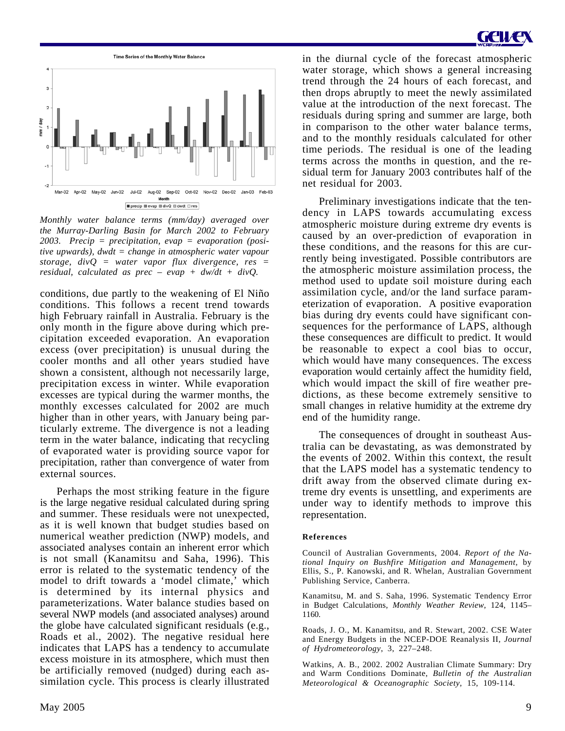Monthly water balance terms (mm/day) averaged over the Murray-Darling Basin for March 2002 to February 2003. Precip = precipitation, evap = evaporation (positive upwards), dwdt = change in atmospheric water vapour storage, divQ = water vapor flux divergence, res = residual, calculated as prec – evap + dw/dt + divQ.

conditions, due partly to the weakening of El Niño conditions. This follows a recent trend towards high February rainfall in Australia. February is the only month in the figure above during which precipitation exceeded evaporation. An evaporation excess (over precipitation) is unusual during the cooler months and all other years studied have shown a consistent, although not necessarily large, precipitation excess in winter. While evaporation excesses are typical during the warmer months, the monthly excesses calculated for 2002 are much higher than in other years, with January being particularly extreme. The divergence is not a leading term in the water balance, indicating that recycling of evaporated water is providing source vapor for precipitation, rather than convergence of water from external sources.

Perhaps the most striking feature in the figure is the large negative residual calculated during spring and summer. These residuals were not unexpected, as it is well known that budget studies based on numerical weather prediction (NWP) models, and associated analyses contain an inherent error which is not small (Kanamitsu and Saha, 1996). This error is related to the systematic tendency of the model to drift towards a 'model climate,' which is determined by its internal physics and parameterizations. Water balance studies based on several NWP models (and associated analyses) around the globe have calculated significant residuals (e.g., Roads et al., 2002). The negative residual here indicates that LAPS has a tendency to accumulate excess moisture in its atmosphere, which must then be artificially removed (nudged) during each assimilation cycle. This process is clearly illustrated in the diurnal cycle of the forecast atmospheric water storage, which shows a general increasing trend through the 24 hours of each forecast, and then drops abruptly to meet the newly assimilated value at the introduction of the next forecast. The residuals during spring and summer are large, both in comparison to the other water balance terms, and to the monthly residuals calculated for other time periods. The residual is one of the leading terms across the months in question, and the residual term for January 2003 contributes half of the net residual for 2003.

Preliminary investigations indicate that the tendency in LAPS towards accumulating excess atmospheric moisture during extreme dry events is caused by an over-prediction of evaporation in these conditions, and the reasons for this are currently being investigated. Possible contributors are the atmospheric moisture assimilation process, the method used to update soil moisture during each assimilation cycle, and/or the land surface parameterization of evaporation. A positive evaporation bias during dry events could have significant consequences for the performance of LAPS, although these consequences are difficult to predict. It would be reasonable to expect a cool bias to occur, which would have many consequences. The excess evaporation would certainly affect the humidity field, which would impact the skill of fire weather predictions, as these become extremely sensitive to small changes in relative humidity at the extreme dry end of the humidity range.

The consequences of drought in southeast Australia can be devastating, as was demonstrated by the events of 2002. Within this context, the result that the LAPS model has a systematic tendency to drift away from the observed climate during extreme dry events is unsettling, and experiments are under way to identify methods to improve this representation.

**References**

Council of Australian Governments, 2004. *Report of the National Inquiry on Bushfire Mitigation and Management,* by Ellis, S., P. Kanowski, and R. Whelan, Australian Government Publishing Service, Canberra.

Kanamitsu, M. and S. Saha, 1996. Systematic Tendency Error in Budget Calculations, *Monthly Weather Review*, 124, 1145–1160.

Roads, J. O., M. Kanamitsu, and R. Stewart, 2002. CSE Water and Energy Budgets in the NCEP-DOE Reanalysis II, *Journal of Hydrometeorology*, 3, 227–248.

Watkins, A. B., 2002. 2002 Australian Climate Summary: Dry and Warm Conditions Dominate, *Bulletin of the Australian Meteorological & Oceanographic Society,* 15, 109-114.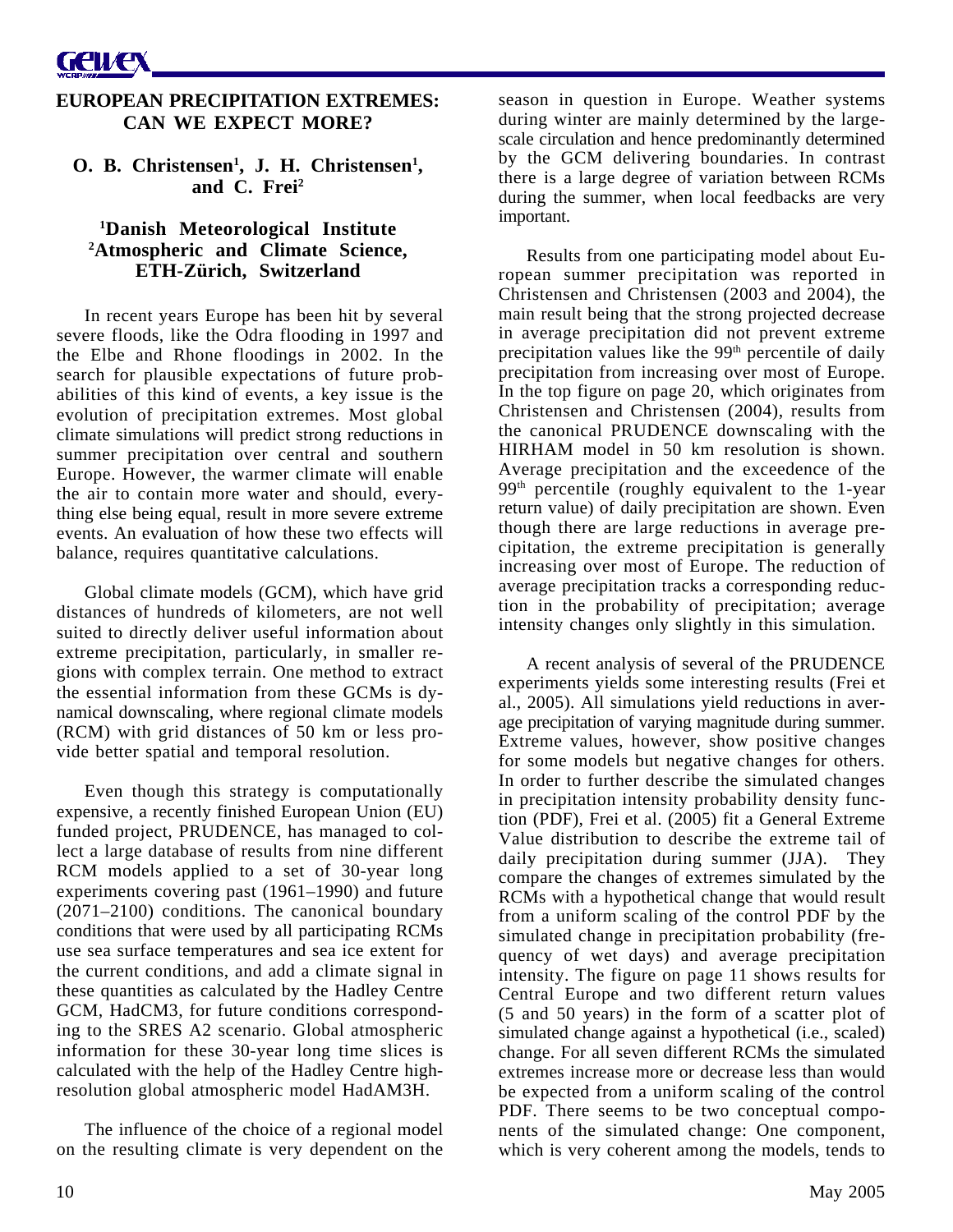# EUROPEAN PRECIPITATION EXTREMES: CAN WE EXPECT MORE?

**O. B. Christensen[1], J. H. Christensen[1], and C. Frei[2]**

**[1]Danish Meteorological Institute**
**[2]Atmospheric and Climate Science, ETH-Zürich, Switzerland**

In recent years Europe has been hit by several severe floods, like the Odra flooding in 1997 and the Elbe and Rhone floodings in 2002. In the search for plausible expectations of future probabilities of this kind of events, a key issue is the evolution of precipitation extremes. Most global climate simulations will predict strong reductions in summer precipitation over central and southern Europe. However, the warmer climate will enable the air to contain more water and should, everything else being equal, result in more severe extreme events. An evaluation of how these two effects will balance, requires quantitative calculations.

Global climate models (GCM), which have grid distances of hundreds of kilometers, are not well suited to directly deliver useful information about extreme precipitation, particularly, in smaller regions with complex terrain. One method to extract the essential information from these GCMs is dynamical downscaling, where regional climate models (RCM) with grid distances of 50 km or less provide better spatial and temporal resolution.

Even though this strategy is computationally expensive, a recently finished European Union (EU) funded project, PRUDENCE, has managed to collect a large database of results from nine different RCM models applied to a set of 30-year long experiments covering past (1961–1990) and future (2071–2100) conditions. The canonical boundary conditions that were used by all participating RCMs use sea surface temperatures and sea ice extent for the current conditions, and add a climate signal in these quantities as calculated by the Hadley Centre GCM, HadCM3, for future conditions corresponding to the SRES A2 scenario. Global atmospheric information for these 30-year long time slices is calculated with the help of the Hadley Centre high-resolution global atmospheric model HadAM3H.

The influence of the choice of a regional model on the resulting climate is very dependent on the season in question in Europe. Weather systems during winter are mainly determined by the large-scale circulation and hence predominantly determined by the GCM delivering boundaries. In contrast there is a large degree of variation between RCMs during the summer, when local feedbacks are very important.

Results from one participating model about European summer precipitation was reported in Christensen and Christensen (2003 and 2004), the main result being that the strong projected decrease in average precipitation did not prevent extreme precipitation values like the 99th percentile of daily precipitation from increasing over most of Europe. In the top figure on page 20, which originates from Christensen and Christensen (2004), results from the canonical PRUDENCE downscaling with the HIRHAM model in 50 km resolution is shown. Average precipitation and the exceedence of the 99th percentile (roughly equivalent to the 1-year return value) of daily precipitation are shown. Even though there are large reductions in average precipitation, the extreme precipitation is generally increasing over most of Europe. The reduction of average precipitation tracks a corresponding reduction in the probability of precipitation; average intensity changes only slightly in this simulation.

A recent analysis of several of the PRUDENCE experiments yields some interesting results (Frei et al., 2005). All simulations yield reductions in average precipitation of varying magnitude during summer. Extreme values, however, show positive changes for some models but negative changes for others. In order to further describe the simulated changes in precipitation intensity probability density function (PDF), Frei et al. (2005) fit a General Extreme Value distribution to describe the extreme tail of daily precipitation during summer (JJA). They compare the changes of extremes simulated by the RCMs with a hypothetical change that would result from a uniform scaling of the control PDF by the simulated change in precipitation probability (frequency of wet days) and average precipitation intensity. The figure on page 11 shows results for Central Europe and two different return values (5 and 50 years) in the form of a scatter plot of simulated change against a hypothetical (i.e., scaled) change. For all seven different RCMs the simulated extremes increase more or decrease less than would be expected from a uniform scaling of the control PDF. There seems to be two conceptual components of the simulated change: One component, which is very coherent among the models, tends to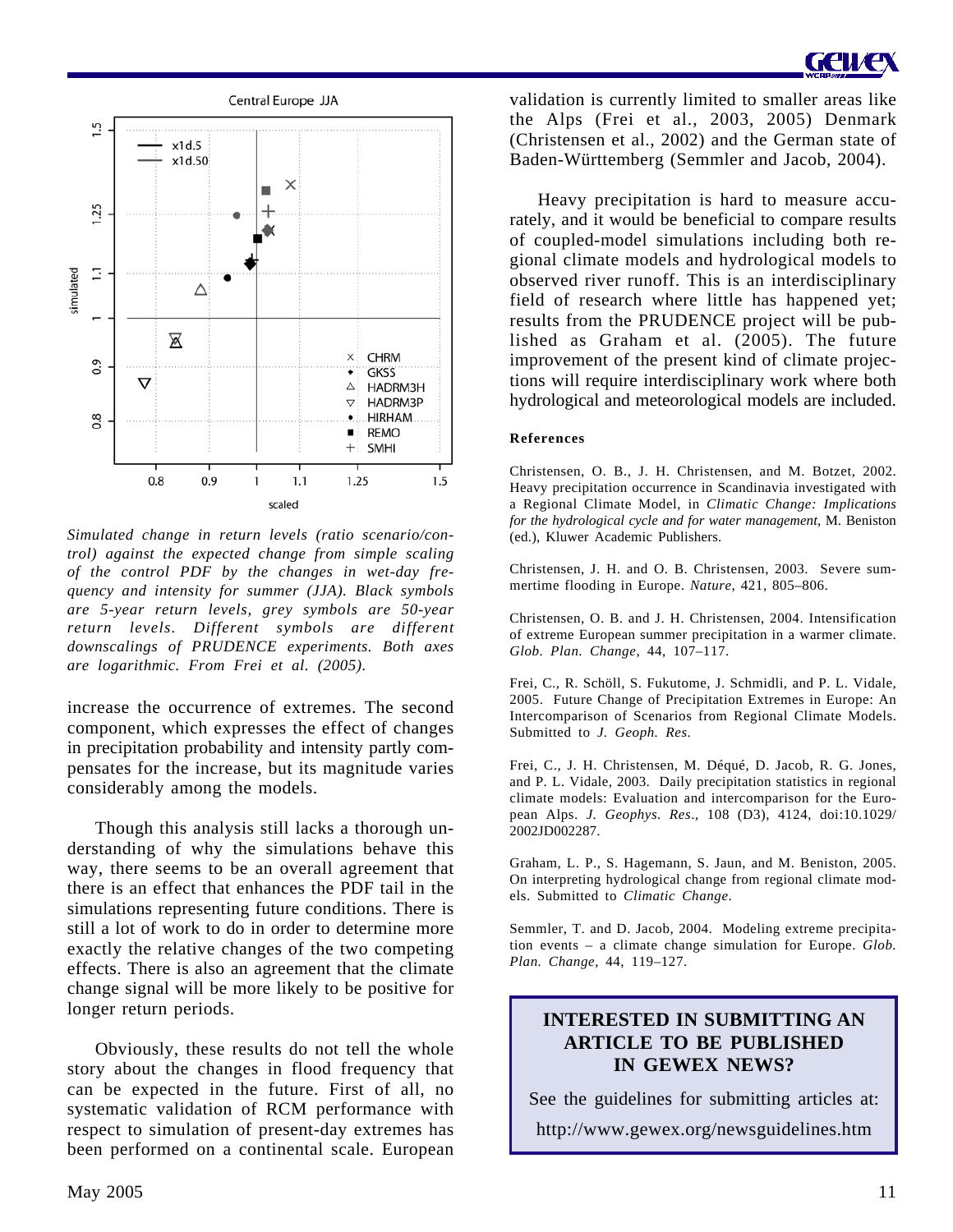*Simulated change in return levels (ratio scenario/control) against the expected change from simple scaling of the control PDF by the changes in wet-day frequency and intensity for summer (JJA). Black symbols are 5-year return levels, grey symbols are 50-year return levels. Different symbols are different downscalings of PRUDENCE experiments. Both axes are logarithmic. From Frei et al. (2005).*

increase the occurrence of extremes. The second component, which expresses the effect of changes in precipitation probability and intensity partly compensates for the increase, but its magnitude varies considerably among the models.

Though this analysis still lacks a thorough understanding of why the simulations behave this way, there seems to be an overall agreement that there is an effect that enhances the PDF tail in the simulations representing future conditions. There is still a lot of work to do in order to determine more exactly the relative changes of the two competing effects. There is also an agreement that the climate change signal will be more likely to be positive for longer return periods.

Obviously, these results do not tell the whole story about the changes in flood frequency that can be expected in the future. First of all, no systematic validation of RCM performance with respect to simulation of present-day extremes has been performed on a continental scale. European validation is currently limited to smaller areas like the Alps (Frei et al., 2003, 2005) Denmark (Christensen et al., 2002) and the German state of Baden-Württemberg (Semmler and Jacob, 2004).

Heavy precipitation is hard to measure accurately, and it would be beneficial to compare results of coupled-model simulations including both regional climate models and hydrological models to observed river runoff. This is an interdisciplinary field of research where little has happened yet; results from the PRUDENCE project will be published as Graham et al. (2005). The future improvement of the present kind of climate projections will require interdisciplinary work where both hydrological and meteorological models are included.

**References**

Christensen, O. B., J. H. Christensen, and M. Botzet, 2002. Heavy precipitation occurrence in Scandinavia investigated with a Regional Climate Model, in *Climatic Change: Implications for the hydrological cycle and for water management*, M. Beniston (ed.), Kluwer Academic Publishers.

Christensen, J. H. and O. B. Christensen, 2003. Severe summertime flooding in Europe. *Nature*, 421, 805–806.

Christensen, O. B. and J. H. Christensen, 2004. Intensification of extreme European summer precipitation in a warmer climate. *Glob. Plan. Change*, 44, 107–117.

Frei, C., R. Schöll, S. Fukutome, J. Schmidli, and P. L. Vidale, 2005. Future Change of Precipitation Extremes in Europe: An Intercomparison of Scenarios from Regional Climate Models. Submitted to *J. Geoph. Res*.

Frei, C., J. H. Christensen, M. Déqué, D. Jacob, R. G. Jones, and P. L. Vidale, 2003. Daily precipitation statistics in regional climate models: Evaluation and intercomparison for the European Alps. *J. Geophys. Res*., 108 (D3), 4124, doi:10.1029/2002JD002287.

Graham, L. P., S. Hagemann, S. Jaun, and M. Beniston, 2005. On interpreting hydrological change from regional climate models. Submitted to *Climatic Change*.

Semmler, T. and D. Jacob, 2004. Modeling extreme precipitation events – a climate change simulation for Europe. *Glob. Plan. Change*, 44, 119–127.

**INTERESTED IN SUBMITTING AN ARTICLE TO BE PUBLISHED IN GEWEX NEWS?**

See the guidelines for submitting articles at:

http://www.gewex.org/newsguidelines.htm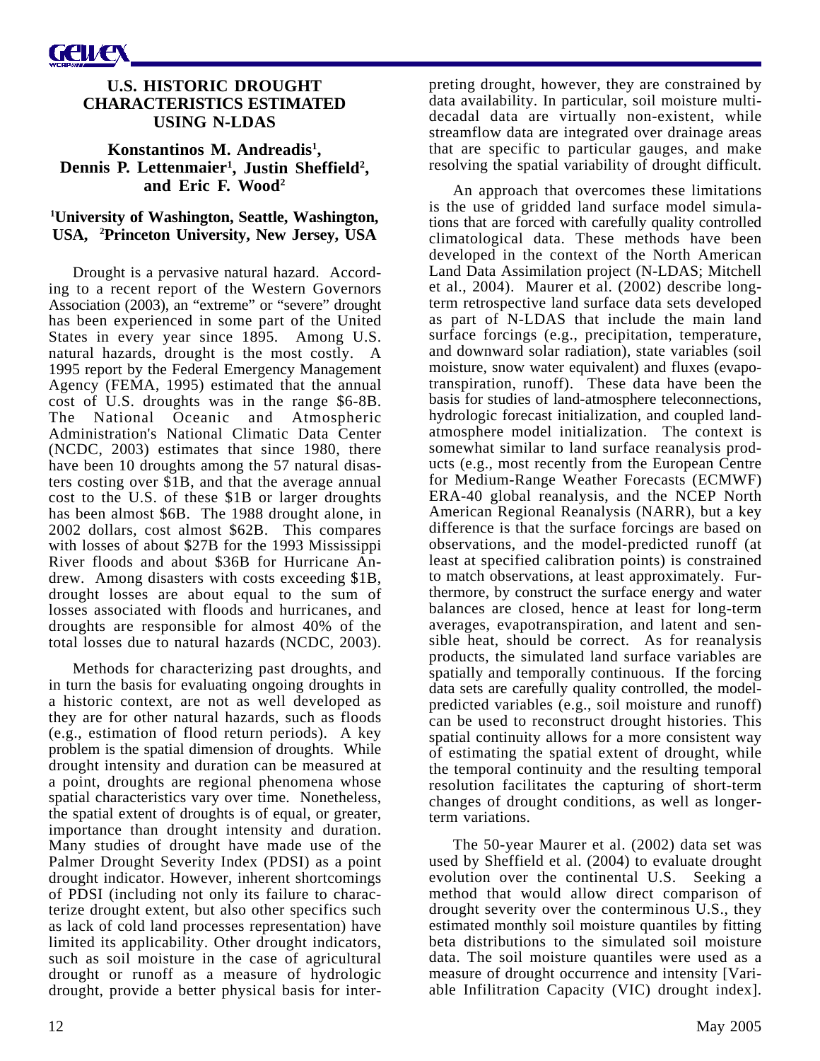# U.S. HISTORIC DROUGHT CHARACTERISTICS ESTIMATED USING N-LDAS

**Konstantinos M. Andreadis[1], Dennis P. Lettenmaier[1], Justin Sheffield[2], and Eric F. Wood[2]**

**[1]University of Washington, Seattle, Washington, USA, [2]Princeton University, New Jersey, USA**

Drought is a pervasive natural hazard. According to a recent report of the Western Governors Association (2003), an "extreme" or "severe" drought has been experienced in some part of the United States in every year since 1895. Among U.S. natural hazards, drought is the most costly. A 1995 report by the Federal Emergency Management Agency (FEMA, 1995) estimated that the annual cost of U.S. droughts was in the range $6-8B. The National Oceanic and Atmospheric Administration's National Climatic Data Center (NCDC, 2003) estimates that since 1980, there have been 10 droughts among the 57 natural disasters costing over $1B, and that the average annual cost to the U.S. of these $1B or larger droughts has been almost $6B. The 1988 drought alone, in 2002 dollars, cost almost $62B. This compares with losses of about $27B for the 1993 Mississippi River floods and about $36B for Hurricane Andrew. Among disasters with costs exceeding $1B, drought losses are about equal to the sum of losses associated with floods and hurricanes, and droughts are responsible for almost 40% of the total losses due to natural hazards (NCDC, 2003).

Methods for characterizing past droughts, and in turn the basis for evaluating ongoing droughts in a historic context, are not as well developed as they are for other natural hazards, such as floods (e.g., estimation of flood return periods). A key problem is the spatial dimension of droughts. While drought intensity and duration can be measured at a point, droughts are regional phenomena whose spatial characteristics vary over time. Nonetheless, the spatial extent of droughts is of equal, or greater, importance than drought intensity and duration. Many studies of drought have made use of the Palmer Drought Severity Index (PDSI) as a point drought indicator. However, inherent shortcomings of PDSI (including not only its failure to characterize drought extent, but also other specifics such as lack of cold land processes representation) have limited its applicability. Other drought indicators, such as soil moisture in the case of agricultural drought or runoff as a measure of hydrologic drought, provide a better physical basis for interpreting drought, however, they are constrained by data availability. In particular, soil moisture multi-decadal data are virtually non-existent, while streamflow data are integrated over drainage areas that are specific to particular gauges, and make resolving the spatial variability of drought difficult.

An approach that overcomes these limitations is the use of gridded land surface model simulations that are forced with carefully quality controlled climatological data. These methods have been developed in the context of the North American Land Data Assimilation project (N-LDAS; Mitchell et al., 2004). Maurer et al. (2002) describe long-term retrospective land surface data sets developed as part of N-LDAS that include the main land surface forcings (e.g., precipitation, temperature, and downward solar radiation), state variables (soil moisture, snow water equivalent) and fluxes (evapotranspiration, runoff). These data have been the basis for studies of land-atmosphere teleconnections, hydrologic forecast initialization, and coupled land-atmosphere model initialization. The context is somewhat similar to land surface reanalysis products (e.g., most recently from the European Centre for Medium-Range Weather Forecasts (ECMWF) ERA-40 global reanalysis, and the NCEP North American Regional Reanalysis (NARR), but a key difference is that the surface forcings are based on observations, and the model-predicted runoff (at least at specified calibration points) is constrained to match observations, at least approximately. Furthermore, by construct the surface energy and water balances are closed, hence at least for long-term averages, evapotranspiration, and latent and sensible heat, should be correct. As for reanalysis products, the simulated land surface variables are spatially and temporally continuous. If the forcing data sets are carefully quality controlled, the model-predicted variables (e.g., soil moisture and runoff) can be used to reconstruct drought histories. This spatial continuity allows for a more consistent way of estimating the spatial extent of drought, while the temporal continuity and the resulting temporal resolution facilitates the capturing of short-term changes of drought conditions, as well as longer-term variations.

The 50-year Maurer et al. (2002) data set was used by Sheffield et al. (2004) to evaluate drought evolution over the continental U.S. Seeking a method that would allow direct comparison of drought severity over the conterminous U.S., they estimated monthly soil moisture quantiles by fitting beta distributions to the simulated soil moisture data. The soil moisture quantiles were used as a measure of drought occurrence and intensity [Variable Infiltration Capacity (VIC) drought index].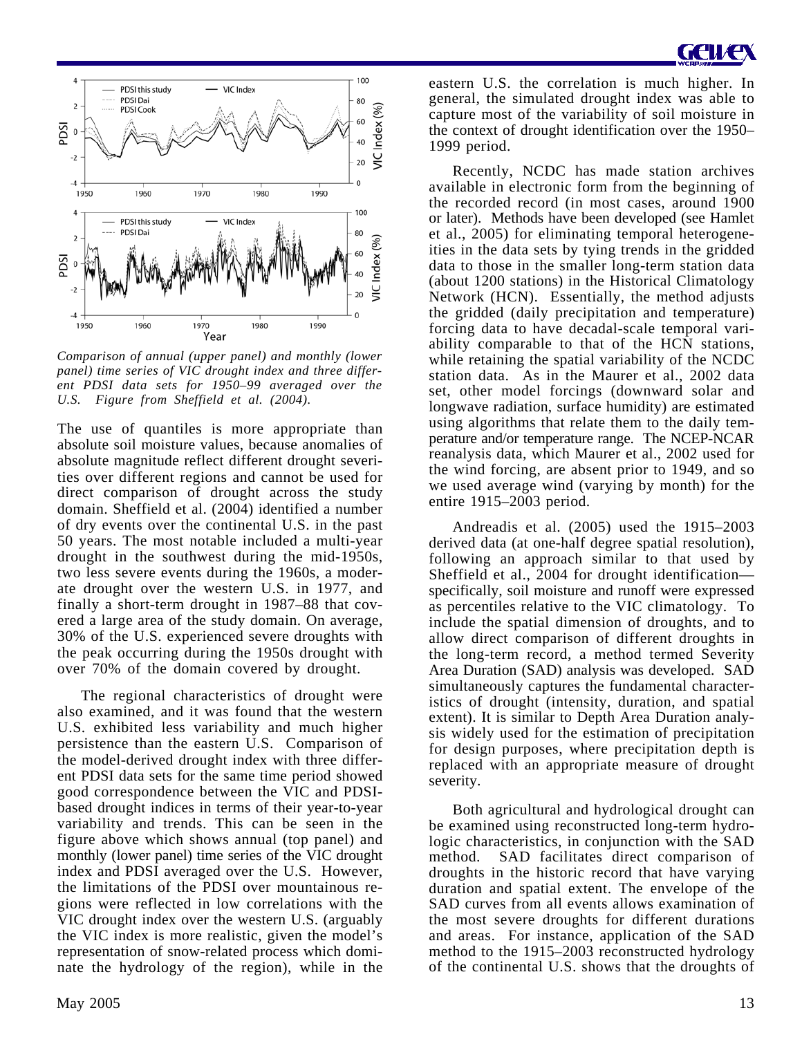*Comparison of annual (upper panel) and monthly (lower panel) time series of VIC drought index and three different PDSI data sets for 1950–99 averaged over the U.S. Figure from Sheffield et al. (2004).*

The use of quantiles is more appropriate than absolute soil moisture values, because anomalies of absolute magnitude reflect different drought severities over different regions and cannot be used for direct comparison of drought across the study domain. Sheffield et al. (2004) identified a number of dry events over the continental U.S. in the past 50 years. The most notable included a multi-year drought in the southwest during the mid-1950s, two less severe events during the 1960s, a moderate drought over the western U.S. in 1977, and finally a short-term drought in 1987–88 that covered a large area of the study domain. On average, 30% of the U.S. experienced severe droughts with the peak occurring during the 1950s drought with over 70% of the domain covered by drought.

The regional characteristics of drought were also examined, and it was found that the western U.S. exhibited less variability and much higher persistence than the eastern U.S. Comparison of the model-derived drought index with three different PDSI data sets for the same time period showed good correspondence between the VIC and PDSI-based drought indices in terms of their year-to-year variability and trends. This can be seen in the figure above which shows annual (top panel) and monthly (lower panel) time series of the VIC drought index and PDSI averaged over the U.S. However, the limitations of the PDSI over mountainous regions were reflected in low correlations with the VIC drought index over the western U.S. (arguably the VIC index is more realistic, given the model's representation of snow-related process which dominate the hydrology of the region), while in the eastern U.S. the correlation is much higher. In general, the simulated drought index was able to capture most of the variability of soil moisture in the context of drought identification over the 1950–1999 period.

Recently, NCDC has made station archives available in electronic form from the beginning of the recorded record (in most cases, around 1900 or later). Methods have been developed (see Hamlet et al., 2005) for eliminating temporal heterogeneities in the data sets by tying trends in the gridded data to those in the smaller long-term station data (about 1200 stations) in the Historical Climatology Network (HCN). Essentially, the method adjusts the gridded (daily precipitation and temperature) forcing data to have decadal-scale temporal variability comparable to that of the HCN stations, while retaining the spatial variability of the NCDC station data. As in the Maurer et al., 2002 data set, other model forcings (downward solar and longwave radiation, surface humidity) are estimated using algorithms that relate them to the daily temperature and/or temperature range. The NCEP-NCAR reanalysis data, which Maurer et al., 2002 used for the wind forcing, are absent prior to 1949, and so we used average wind (varying by month) for the entire 1915–2003 period.

Andreadis et al. (2005) used the 1915–2003 derived data (at one-half degree spatial resolution), following an approach similar to that used by Sheffield et al., 2004 for drought identification—specifically, soil moisture and runoff were expressed as percentiles relative to the VIC climatology. To include the spatial dimension of droughts, and to allow direct comparison of different droughts in the long-term record, a method termed Severity Area Duration (SAD) analysis was developed. SAD simultaneously captures the fundamental characteristics of drought (intensity, duration, and spatial extent). It is similar to Depth Area Duration analysis widely used for the estimation of precipitation for design purposes, where precipitation depth is replaced with an appropriate measure of drought severity.

Both agricultural and hydrological drought can be examined using reconstructed long-term hydrologic characteristics, in conjunction with the SAD method. SAD facilitates direct comparison of droughts in the historic record that have varying duration and spatial extent. The envelope of the SAD curves from all events allows examination of the most severe droughts for different durations and areas. For instance, application of the SAD method to the 1915–2003 reconstructed hydrology of the continental U.S. shows that the droughts of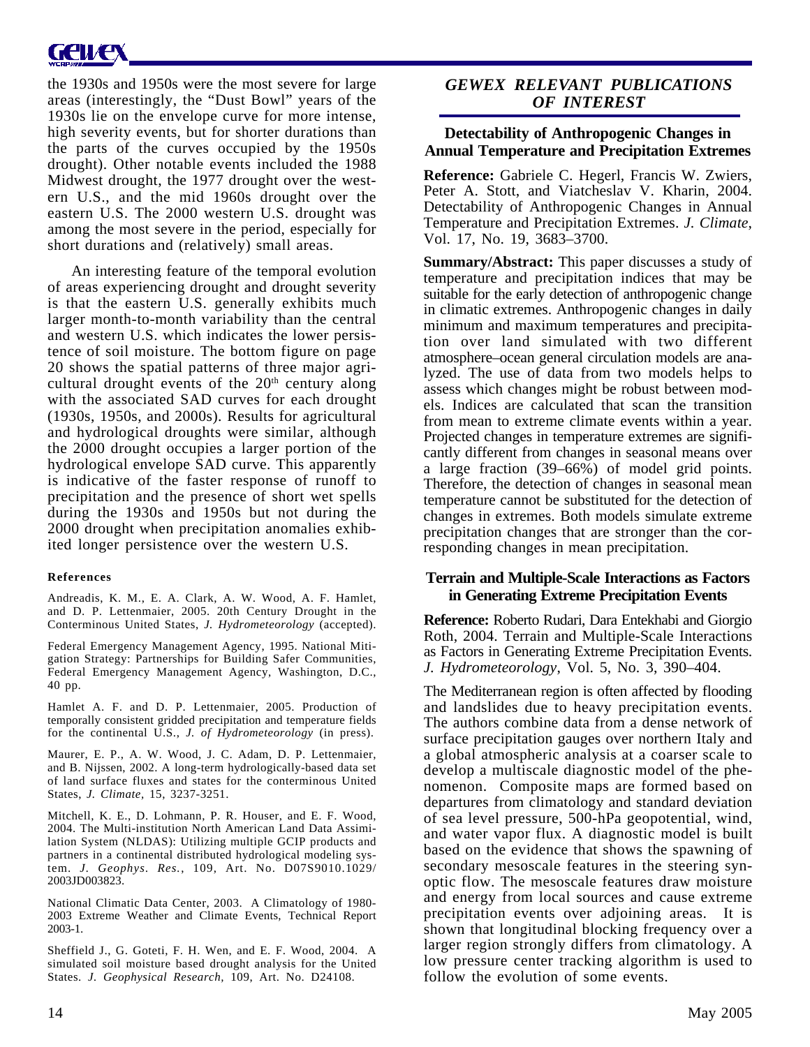the 1930s and 1950s were the most severe for large areas (interestingly, the "Dust Bowl" years of the 1930s lie on the envelope curve for more intense, high severity events, but for shorter durations than the parts of the curves occupied by the 1950s drought). Other notable events included the 1988 Midwest drought, the 1977 drought over the western U.S., and the mid 1960s drought over the eastern U.S. The 2000 western U.S. drought was among the most severe in the period, especially for short durations and (relatively) small areas.

An interesting feature of the temporal evolution of areas experiencing drought and drought severity is that the eastern U.S. generally exhibits much larger month-to-month variability than the central and western U.S. which indicates the lower persistence of soil moisture. The bottom figure on page 20 shows the spatial patterns of three major agricultural drought events of the 20th century along with the associated SAD curves for each drought (1930s, 1950s, and 2000s). Results for agricultural and hydrological droughts were similar, although the 2000 drought occupies a larger portion of the hydrological envelope SAD curve. This apparently is indicative of the faster response of runoff to precipitation and the presence of short wet spells during the 1930s and 1950s but not during the 2000 drought when precipitation anomalies exhibited longer persistence over the western U.S.

#### References

Andreadis, K. M., E. A. Clark, A. W. Wood, A. F. Hamlet, and D. P. Lettenmaier, 2005. 20th Century Drought in the Conterminous United States, *J. Hydrometeorology* (accepted).

Federal Emergency Management Agency, 1995. National Mitigation Strategy: Partnerships for Building Safer Communities, Federal Emergency Management Agency, Washington, D.C., 40 pp.

Hamlet A. F. and D. P. Lettenmaier, 2005. Production of temporally consistent gridded precipitation and temperature fields for the continental U.S., *J. of Hydrometeorology* (in press).

Maurer, E. P., A. W. Wood, J. C. Adam, D. P. Lettenmaier, and B. Nijssen, 2002. A long-term hydrologically-based data set of land surface fluxes and states for the conterminous United States, *J. Climate*, 15, 3237-3251.

Mitchell, K. E., D. Lohmann, P. R. Houser, and E. F. Wood, 2004. The Multi-institution North American Land Data Assimilation System (NLDAS): Utilizing multiple GCIP products and partners in a continental distributed hydrological modeling system. *J. Geophys. Res.*, 109, Art. No. D07S9010.1029/2003JD003823.

National Climatic Data Center, 2003. A Climatology of 1980-2003 Extreme Weather and Climate Events, Technical Report 2003-1.

Sheffield J., G. Goteti, F. H. Wen, and E. F. Wood, 2004. A simulated soil moisture based drought analysis for the United States. *J. Geophysical Research*, 109, Art. No. D24108.

## *GEWEX RELEVANT PUBLICATIONS OF INTEREST*

### Detectability of Anthropogenic Changes in Annual Temperature and Precipitation Extremes

**Reference:** Gabriele C. Hegerl, Francis W. Zwiers, Peter A. Stott, and Viatcheslav V. Kharin, 2004. Detectability of Anthropogenic Changes in Annual Temperature and Precipitation Extremes. *J. Climate*, Vol. 17, No. 19, 3683–3700.

**Summary/Abstract:** This paper discusses a study of temperature and precipitation indices that may be suitable for the early detection of anthropogenic change in climatic extremes. Anthropogenic changes in daily minimum and maximum temperatures and precipitation over land simulated with two different atmosphere–ocean general circulation models are analyzed. The use of data from two models helps to assess which changes might be robust between models. Indices are calculated that scan the transition from mean to extreme climate events within a year. Projected changes in temperature extremes are significantly different from changes in seasonal means over a large fraction (39–66%) of model grid points. Therefore, the detection of changes in seasonal mean temperature cannot be substituted for the detection of changes in extremes. Both models simulate extreme precipitation changes that are stronger than the corresponding changes in mean precipitation.

### Terrain and Multiple-Scale Interactions as Factors in Generating Extreme Precipitation Events

**Reference:** Roberto Rudari, Dara Entekhabi and Giorgio Roth, 2004. Terrain and Multiple-Scale Interactions as Factors in Generating Extreme Precipitation Events. *J. Hydrometeorology*, Vol. 5, No. 3, 390–404.

The Mediterranean region is often affected by flooding and landslides due to heavy precipitation events. The authors combine data from a dense network of surface precipitation gauges over northern Italy and a global atmospheric analysis at a coarser scale to develop a multiscale diagnostic model of the phenomenon. Composite maps are formed based on departures from climatology and standard deviation of sea level pressure, 500-hPa geopotential, wind, and water vapor flux. A diagnostic model is built based on the evidence that shows the spawning of secondary mesoscale features in the steering synoptic flow. The mesoscale features draw moisture and energy from local sources and cause extreme precipitation events over adjoining areas. It is shown that longitudinal blocking frequency over a larger region strongly differs from climatology. A low pressure center tracking algorithm is used to follow the evolution of some events.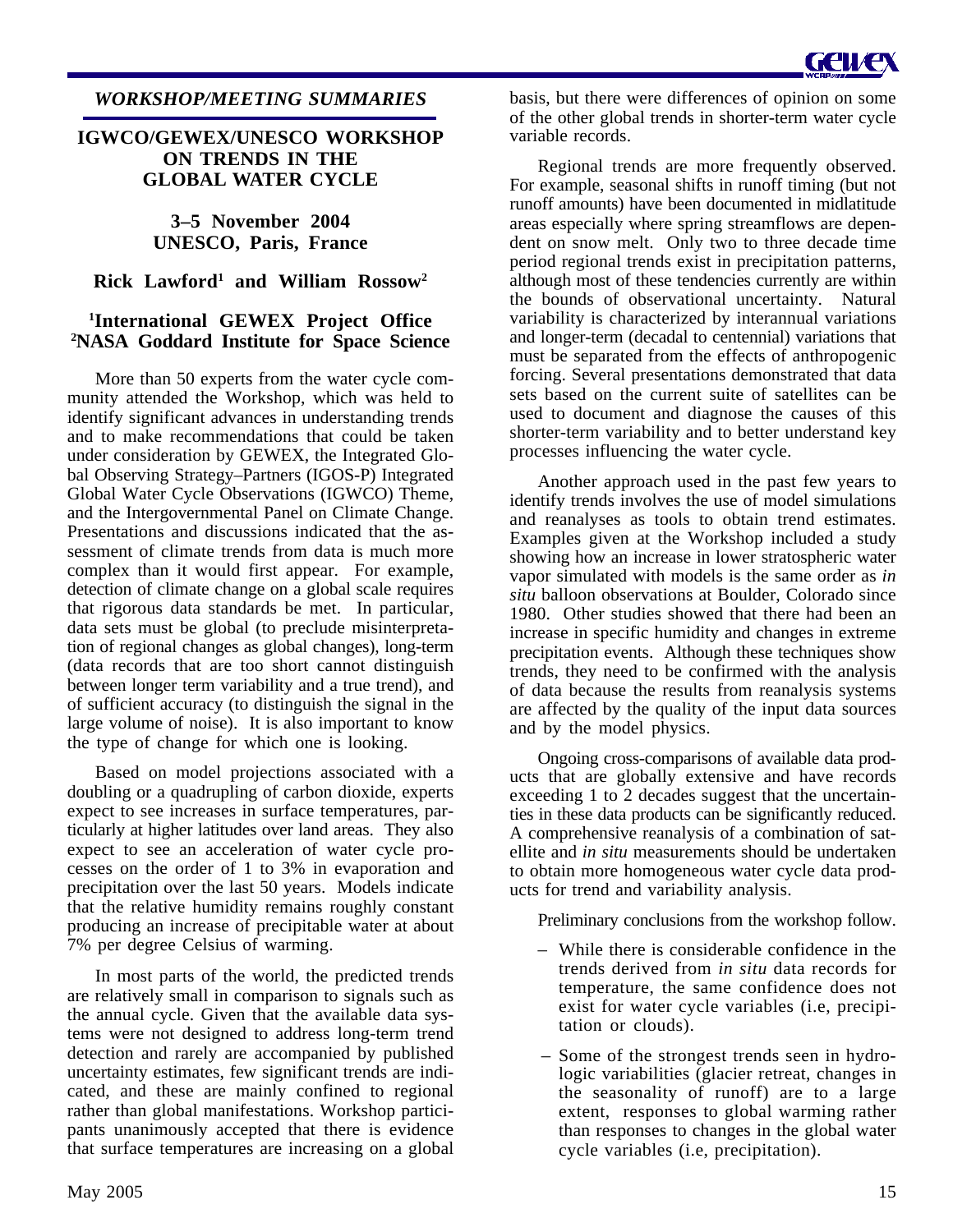*WORKSHOP/MEETING SUMMARIES*

## IGWCO/GEWEX/UNESCO WORKSHOP ON TRENDS IN THE GLOBAL WATER CYCLE

**3–5 November 2004**
**UNESCO, Paris, France**

**Rick Lawford[1] and William Rossow[2]**

**[1]International GEWEX Project Office**
**[2]NASA Goddard Institute for Space Science**

More than 50 experts from the water cycle community attended the Workshop, which was held to identify significant advances in understanding trends and to make recommendations that could be taken under consideration by GEWEX, the Integrated Global Observing Strategy–Partners (IGOS-P) Integrated Global Water Cycle Observations (IGWCO) Theme, and the Intergovernmental Panel on Climate Change. Presentations and discussions indicated that the assessment of climate trends from data is much more complex than it would first appear. For example, detection of climate change on a global scale requires that rigorous data standards be met. In particular, data sets must be global (to preclude misinterpretation of regional changes as global changes), long-term (data records that are too short cannot distinguish between longer term variability and a true trend), and of sufficient accuracy (to distinguish the signal in the large volume of noise). It is also important to know the type of change for which one is looking.

Based on model projections associated with a doubling or a quadrupling of carbon dioxide, experts expect to see increases in surface temperatures, particularly at higher latitudes over land areas. They also expect to see an acceleration of water cycle processes on the order of 1 to 3% in evaporation and precipitation over the last 50 years. Models indicate that the relative humidity remains roughly constant producing an increase of precipitable water at about 7% per degree Celsius of warming.

In most parts of the world, the predicted trends are relatively small in comparison to signals such as the annual cycle. Given that the available data systems were not designed to address long-term trend detection and rarely are accompanied by published uncertainty estimates, few significant trends are indicated, and these are mainly confined to regional rather than global manifestations. Workshop participants unanimously accepted that there is evidence that surface temperatures are increasing on a global basis, but there were differences of opinion on some of the other global trends in shorter-term water cycle variable records.

Regional trends are more frequently observed. For example, seasonal shifts in runoff timing (but not runoff amounts) have been documented in midlatitude areas especially where spring streamflows are dependent on snow melt. Only two to three decade time period regional trends exist in precipitation patterns, although most of these tendencies currently are within the bounds of observational uncertainty. Natural variability is characterized by interannual variations and longer-term (decadal to centennial) variations that must be separated from the effects of anthropogenic forcing. Several presentations demonstrated that data sets based on the current suite of satellites can be used to document and diagnose the causes of this shorter-term variability and to better understand key processes influencing the water cycle.

Another approach used in the past few years to identify trends involves the use of model simulations and reanalyses as tools to obtain trend estimates. Examples given at the Workshop included a study showing how an increase in lower stratospheric water vapor simulated with models is the same order as *in situ* balloon observations at Boulder, Colorado since 1980. Other studies showed that there had been an increase in specific humidity and changes in extreme precipitation events. Although these techniques show trends, they need to be confirmed with the analysis of data because the results from reanalysis systems are affected by the quality of the input data sources and by the model physics.

Ongoing cross-comparisons of available data products that are globally extensive and have records exceeding 1 to 2 decades suggest that the uncertainties in these data products can be significantly reduced. A comprehensive reanalysis of a combination of satellite and *in situ* measurements should be undertaken to obtain more homogeneous water cycle data products for trend and variability analysis.

Preliminary conclusions from the workshop follow.

- While there is considerable confidence in the trends derived from *in situ* data records for temperature, the same confidence does not exist for water cycle variables (i.e, precipitation or clouds).
- Some of the strongest trends seen in hydrologic variabilities (glacier retreat, changes in the seasonality of runoff) are to a large extent, responses to global warming rather than responses to changes in the global water cycle variables (i.e, precipitation).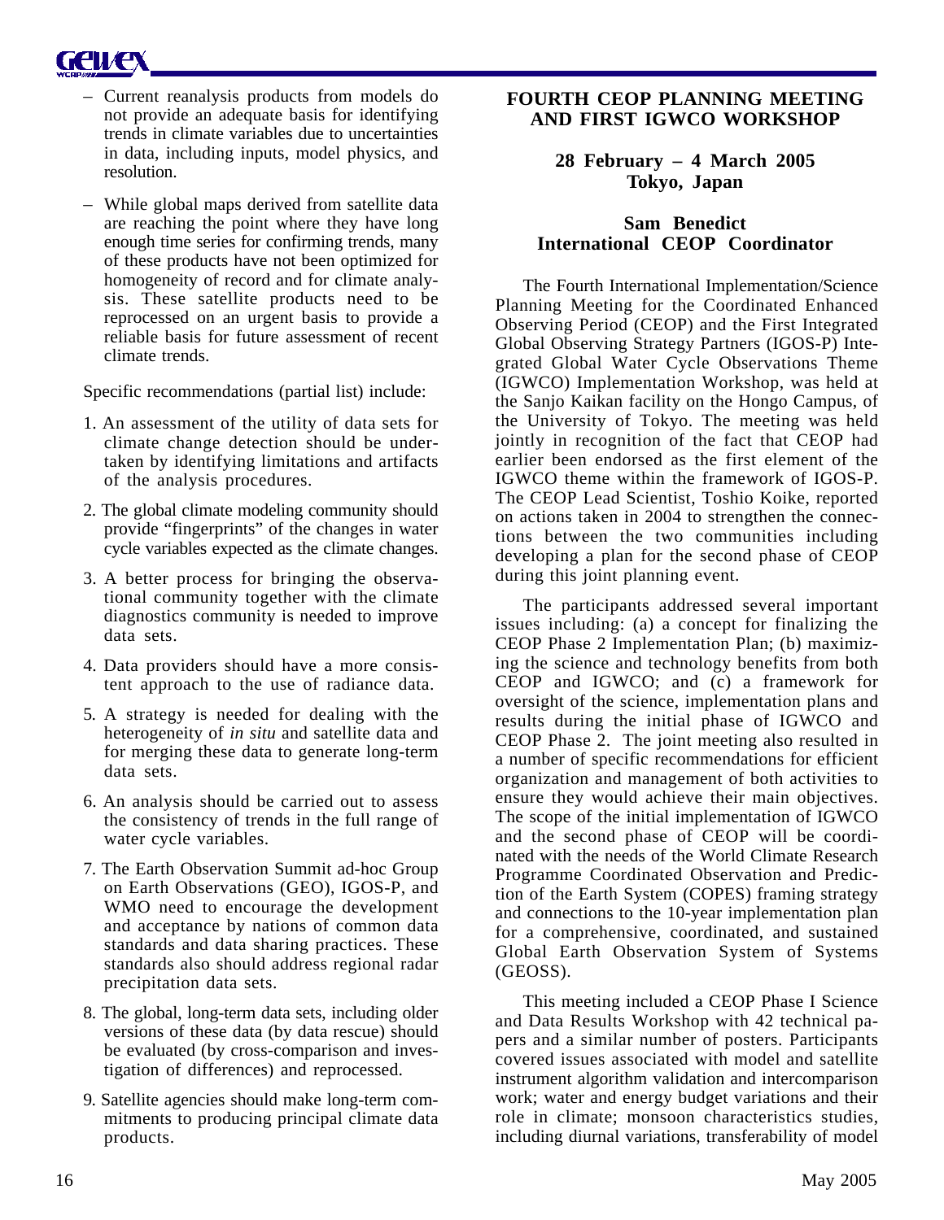– Current reanalysis products from models do not provide an adequate basis for identifying trends in climate variables due to uncertainties in data, including inputs, model physics, and resolution.

– While global maps derived from satellite data are reaching the point where they have long enough time series for confirming trends, many of these products have not been optimized for homogeneity of record and for climate analysis. These satellite products need to be reprocessed on an urgent basis to provide a reliable basis for future assessment of recent climate trends.

Specific recommendations (partial list) include:

1. An assessment of the utility of data sets for climate change detection should be undertaken by identifying limitations and artifacts of the analysis procedures.
2. The global climate modeling community should provide "fingerprints" of the changes in water cycle variables expected as the climate changes.
3. A better process for bringing the observational community together with the climate diagnostics community is needed to improve data sets.
4. Data providers should have a more consistent approach to the use of radiance data.
5. A strategy is needed for dealing with the heterogeneity of *in situ* and satellite data and for merging these data to generate long-term data sets.
6. An analysis should be carried out to assess the consistency of trends in the full range of water cycle variables.
7. The Earth Observation Summit ad-hoc Group on Earth Observations (GEO), IGOS-P, and WMO need to encourage the development and acceptance by nations of common data standards and data sharing practices. These standards also should address regional radar precipitation data sets.
8. The global, long-term data sets, including older versions of these data (by data rescue) should be evaluated (by cross-comparison and investigation of differences) and reprocessed.
9. Satellite agencies should make long-term commitments to producing principal climate data products.

## FOURTH CEOP PLANNING MEETING AND FIRST IGWCO WORKSHOP

**28 February – 4 March 2005**
**Tokyo, Japan**

**Sam Benedict**
**International CEOP Coordinator**

The Fourth International Implementation/Science Planning Meeting for the Coordinated Enhanced Observing Period (CEOP) and the First Integrated Global Observing Strategy Partners (IGOS-P) Integrated Global Water Cycle Observations Theme (IGWCO) Implementation Workshop, was held at the Sanjo Kaikan facility on the Hongo Campus, of the University of Tokyo. The meeting was held jointly in recognition of the fact that CEOP had earlier been endorsed as the first element of the IGWCO theme within the framework of IGOS-P. The CEOP Lead Scientist, Toshio Koike, reported on actions taken in 2004 to strengthen the connections between the two communities including developing a plan for the second phase of CEOP during this joint planning event.

The participants addressed several important issues including: (a) a concept for finalizing the CEOP Phase 2 Implementation Plan; (b) maximizing the science and technology benefits from both CEOP and IGWCO; and (c) a framework for oversight of the science, implementation plans and results during the initial phase of IGWCO and CEOP Phase 2. The joint meeting also resulted in a number of specific recommendations for efficient organization and management of both activities to ensure they would achieve their main objectives. The scope of the initial implementation of IGWCO and the second phase of CEOP will be coordinated with the needs of the World Climate Research Programme Coordinated Observation and Prediction of the Earth System (COPES) framing strategy and connections to the 10-year implementation plan for a comprehensive, coordinated, and sustained Global Earth Observation System of Systems (GEOSS).

This meeting included a CEOP Phase I Science and Data Results Workshop with 42 technical papers and a similar number of posters. Participants covered issues associated with model and satellite instrument algorithm validation and intercomparison work; water and energy budget variations and their role in climate; monsoon characteristics studies, including diurnal variations, transferability of model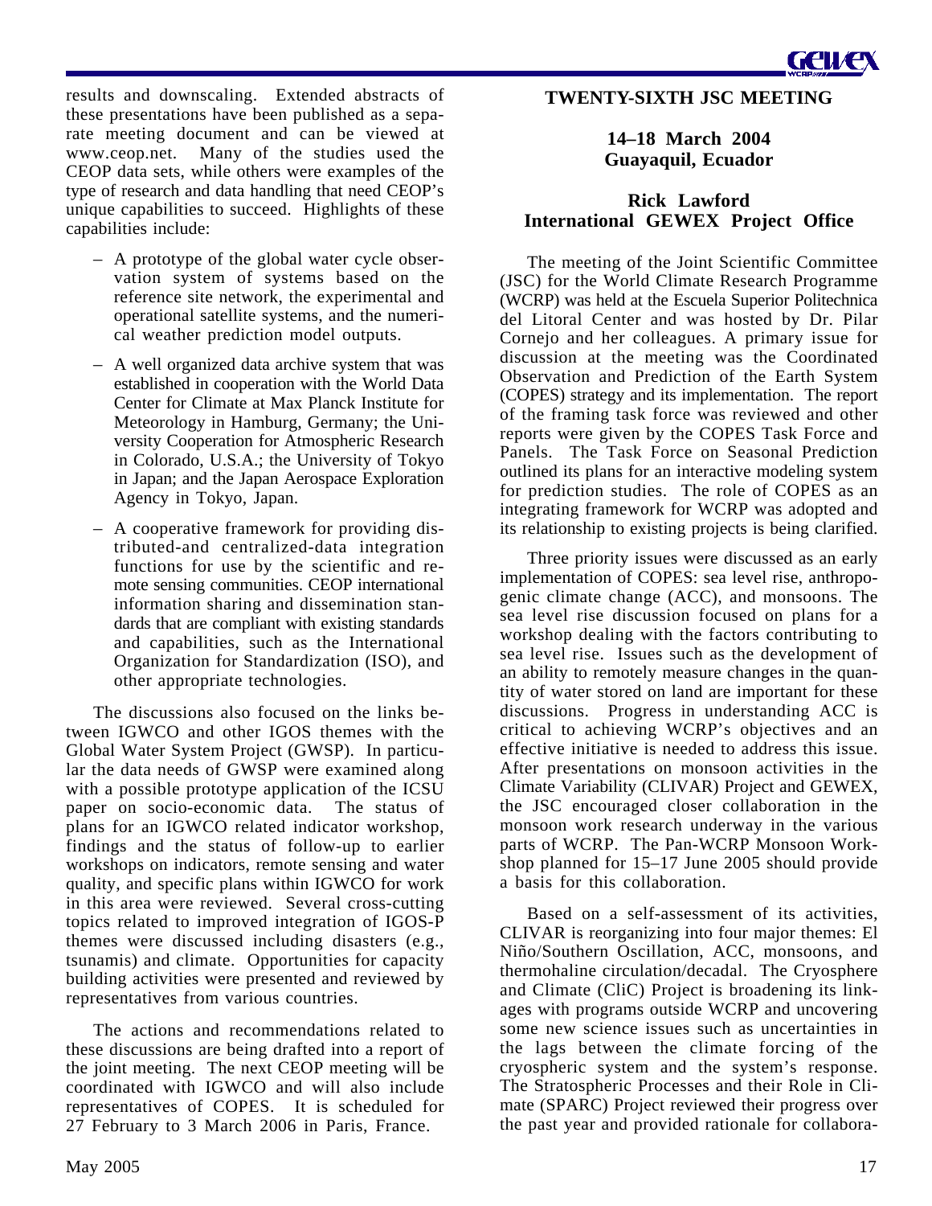results and downscaling. Extended abstracts of these presentations have been published as a separate meeting document and can be viewed at www.ceop.net. Many of the studies used the CEOP data sets, while others were examples of the type of research and data handling that need CEOP's unique capabilities to succeed. Highlights of these capabilities include:

- A prototype of the global water cycle observation system of systems based on the reference site network, the experimental and operational satellite systems, and the numerical weather prediction model outputs.
- A well organized data archive system that was established in cooperation with the World Data Center for Climate at Max Planck Institute for Meteorology in Hamburg, Germany; the University Cooperation for Atmospheric Research in Colorado, U.S.A.; the University of Tokyo in Japan; and the Japan Aerospace Exploration Agency in Tokyo, Japan.
- A cooperative framework for providing distributed-and centralized-data integration functions for use by the scientific and remote sensing communities. CEOP international information sharing and dissemination standards that are compliant with existing standards and capabilities, such as the International Organization for Standardization (ISO), and other appropriate technologies.

The discussions also focused on the links between IGWCO and other IGOS themes with the Global Water System Project (GWSP). In particular the data needs of GWSP were examined along with a possible prototype application of the ICSU paper on socio-economic data. The status of plans for an IGWCO related indicator workshop, findings and the status of follow-up to earlier workshops on indicators, remote sensing and water quality, and specific plans within IGWCO for work in this area were reviewed. Several cross-cutting topics related to improved integration of IGOS-P themes were discussed including disasters (e.g., tsunamis) and climate. Opportunities for capacity building activities were presented and reviewed by representatives from various countries.

The actions and recommendations related to these discussions are being drafted into a report of the joint meeting. The next CEOP meeting will be coordinated with IGWCO and will also include representatives of COPES. It is scheduled for 27 February to 3 March 2006 in Paris, France.

## TWENTY-SIXTH JSC MEETING

**14–18 March 2004**
**Guayaquil, Ecuador**

**Rick Lawford**
**International GEWEX Project Office**

The meeting of the Joint Scientific Committee (JSC) for the World Climate Research Programme (WCRP) was held at the Escuela Superior Politechnica del Litoral Center and was hosted by Dr. Pilar Cornejo and her colleagues. A primary issue for discussion at the meeting was the Coordinated Observation and Prediction of the Earth System (COPES) strategy and its implementation. The report of the framing task force was reviewed and other reports were given by the COPES Task Force and Panels. The Task Force on Seasonal Prediction outlined its plans for an interactive modeling system for prediction studies. The role of COPES as an integrating framework for WCRP was adopted and its relationship to existing projects is being clarified.

Three priority issues were discussed as an early implementation of COPES: sea level rise, anthropogenic climate change (ACC), and monsoons. The sea level rise discussion focused on plans for a workshop dealing with the factors contributing to sea level rise. Issues such as the development of an ability to remotely measure changes in the quantity of water stored on land are important for these discussions. Progress in understanding ACC is critical to achieving WCRP's objectives and an effective initiative is needed to address this issue. After presentations on monsoon activities in the Climate Variability (CLIVAR) Project and GEWEX, the JSC encouraged closer collaboration in the monsoon work research underway in the various parts of WCRP. The Pan-WCRP Monsoon Workshop planned for 15–17 June 2005 should provide a basis for this collaboration.

Based on a self-assessment of its activities, CLIVAR is reorganizing into four major themes: El Niño/Southern Oscillation, ACC, monsoons, and thermohaline circulation/decadal. The Cryosphere and Climate (CliC) Project is broadening its linkages with programs outside WCRP and uncovering some new science issues such as uncertainties in the lags between the climate forcing of the cryospheric system and the system's response. The Stratospheric Processes and their Role in Climate (SPARC) Project reviewed their progress over the past year and provided rationale for collabora-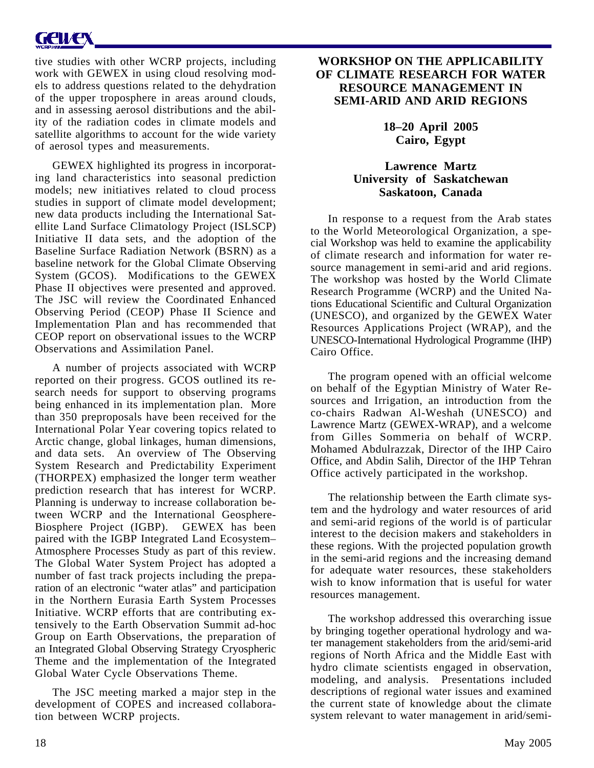tive studies with other WCRP projects, including work with GEWEX in using cloud resolving models to address questions related to the dehydration of the upper troposphere in areas around clouds, and in assessing aerosol distributions and the ability of the radiation codes in climate models and satellite algorithms to account for the wide variety of aerosol types and measurements.

GEWEX highlighted its progress in incorporating land characteristics into seasonal prediction models; new initiatives related to cloud process studies in support of climate model development; new data products including the International Satellite Land Surface Climatology Project (ISLSCP) Initiative II data sets, and the adoption of the Baseline Surface Radiation Network (BSRN) as a baseline network for the Global Climate Observing System (GCOS). Modifications to the GEWEX Phase II objectives were presented and approved. The JSC will review the Coordinated Enhanced Observing Period (CEOP) Phase II Science and Implementation Plan and has recommended that CEOP report on observational issues to the WCRP Observations and Assimilation Panel.

A number of projects associated with WCRP reported on their progress. GCOS outlined its research needs for support to observing programs being enhanced in its implementation plan. More than 350 preproposals have been received for the International Polar Year covering topics related to Arctic change, global linkages, human dimensions, and data sets. An overview of The Observing System Research and Predictability Experiment (THORPEX) emphasized the longer term weather prediction research that has interest for WCRP. Planning is underway to increase collaboration between WCRP and the International Geosphere-Biosphere Project (IGBP). GEWEX has been paired with the IGBP Integrated Land Ecosystem–Atmosphere Processes Study as part of this review. The Global Water System Project has adopted a number of fast track projects including the preparation of an electronic "water atlas" and participation in the Northern Eurasia Earth System Processes Initiative. WCRP efforts that are contributing extensively to the Earth Observation Summit ad-hoc Group on Earth Observations, the preparation of an Integrated Global Observing Strategy Cryospheric Theme and the implementation of the Integrated Global Water Cycle Observations Theme.

The JSC meeting marked a major step in the development of COPES and increased collaboration between WCRP projects.

## WORKSHOP ON THE APPLICABILITY OF CLIMATE RESEARCH FOR WATER RESOURCE MANAGEMENT IN SEMI-ARID AND ARID REGIONS

**18–20 April 2005**
**Cairo, Egypt**

**Lawrence Martz**
**University of Saskatchewan**
**Saskatoon, Canada**

In response to a request from the Arab states to the World Meteorological Organization, a special Workshop was held to examine the applicability of climate research and information for water resource management in semi-arid and arid regions. The workshop was hosted by the World Climate Research Programme (WCRP) and the United Nations Educational Scientific and Cultural Organization (UNESCO), and organized by the GEWEX Water Resources Applications Project (WRAP), and the UNESCO-International Hydrological Programme (IHP) Cairo Office.

The program opened with an official welcome on behalf of the Egyptian Ministry of Water Resources and Irrigation, an introduction from the co-chairs Radwan Al-Weshah (UNESCO) and Lawrence Martz (GEWEX-WRAP), and a welcome from Gilles Sommeria on behalf of WCRP. Mohamed Abdulrazzak, Director of the IHP Cairo Office, and Abdin Salih, Director of the IHP Tehran Office actively participated in the workshop.

The relationship between the Earth climate system and the hydrology and water resources of arid and semi-arid regions of the world is of particular interest to the decision makers and stakeholders in these regions. With the projected population growth in the semi-arid regions and the increasing demand for adequate water resources, these stakeholders wish to know information that is useful for water resources management.

The workshop addressed this overarching issue by bringing together operational hydrology and water management stakeholders from the arid/semi-arid regions of North Africa and the Middle East with hydro climate scientists engaged in observation, modeling, and analysis. Presentations included descriptions of regional water issues and examined the current state of knowledge about the climate system relevant to water management in arid/semi-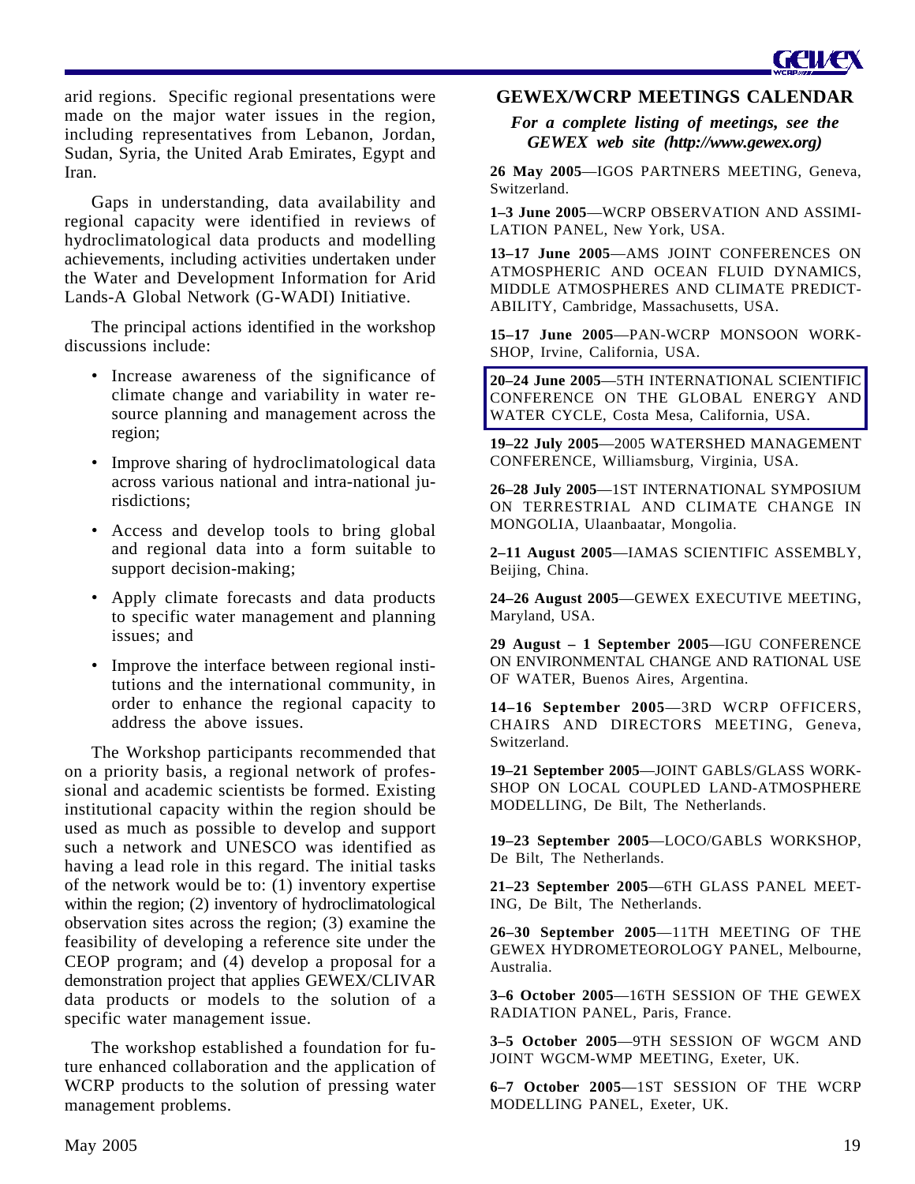arid regions. Specific regional presentations were made on the major water issues in the region, including representatives from Lebanon, Jordan, Sudan, Syria, the United Arab Emirates, Egypt and Iran.

Gaps in understanding, data availability and regional capacity were identified in reviews of hydroclimatological data products and modelling achievements, including activities undertaken under the Water and Development Information for Arid Lands-A Global Network (G-WADI) Initiative.

The principal actions identified in the workshop discussions include:

- Increase awareness of the significance of climate change and variability in water resource planning and management across the region;
- Improve sharing of hydroclimatological data across various national and intra-national jurisdictions;
- Access and develop tools to bring global and regional data into a form suitable to support decision-making;
- Apply climate forecasts and data products to specific water management and planning issues; and
- Improve the interface between regional institutions and the international community, in order to enhance the regional capacity to address the above issues.

The Workshop participants recommended that on a priority basis, a regional network of professional and academic scientists be formed. Existing institutional capacity within the region should be used as much as possible to develop and support such a network and UNESCO was identified as having a lead role in this regard. The initial tasks of the network would be to: (1) inventory expertise within the region; (2) inventory of hydroclimatological observation sites across the region; (3) examine the feasibility of developing a reference site under the CEOP program; and (4) develop a proposal for a demonstration project that applies GEWEX/CLIVAR data products or models to the solution of a specific water management issue.

The workshop established a foundation for future enhanced collaboration and the application of WCRP products to the solution of pressing water management problems.

## GEWEX/WCRP MEETINGS CALENDAR

***For a complete listing of meetings, see the GEWEX web site (http://www.gewex.org)***

**26 May 2005**—IGOS PARTNERS MEETING, Geneva, Switzerland.

**1–3 June 2005**—WCRP OBSERVATION AND ASSIMILATION PANEL, New York, USA.

**13–17 June 2005**—AMS JOINT CONFERENCES ON ATMOSPHERIC AND OCEAN FLUID DYNAMICS, MIDDLE ATMOSPHERES AND CLIMATE PREDICTABILITY, Cambridge, Massachusetts, USA.

**15–17 June 2005**—PAN-WCRP MONSOON WORKSHOP, Irvine, California, USA.

**20–24 June 2005**—5TH INTERNATIONAL SCIENTIFIC CONFERENCE ON THE GLOBAL ENERGY AND WATER CYCLE, Costa Mesa, California, USA.

**19–22 July 2005**—2005 WATERSHED MANAGEMENT CONFERENCE, Williamsburg, Virginia, USA.

**26–28 July 2005**—1ST INTERNATIONAL SYMPOSIUM ON TERRESTRIAL AND CLIMATE CHANGE IN MONGOLIA, Ulaanbaatar, Mongolia.

**2–11 August 2005**—IAMAS SCIENTIFIC ASSEMBLY, Beijing, China.

**24–26 August 2005**—GEWEX EXECUTIVE MEETING, Maryland, USA.

**29 August – 1 September 2005**—IGU CONFERENCE ON ENVIRONMENTAL CHANGE AND RATIONAL USE OF WATER, Buenos Aires, Argentina.

**14–16 September 2005**—3RD WCRP OFFICERS, CHAIRS AND DIRECTORS MEETING, Geneva, Switzerland.

**19–21 September 2005**—JOINT GABLS/GLASS WORKSHOP ON LOCAL COUPLED LAND-ATMOSPHERE MODELLING, De Bilt, The Netherlands.

**19–23 September 2005**—LOCO/GABLS WORKSHOP, De Bilt, The Netherlands.

**21–23 September 2005**—6TH GLASS PANEL MEETING, De Bilt, The Netherlands.

**26–30 September 2005**—11TH MEETING OF THE GEWEX HYDROMETEOROLOGY PANEL, Melbourne, Australia.

**3–6 October 2005**—16TH SESSION OF THE GEWEX RADIATION PANEL, Paris, France.

**3–5 October 2005**—9TH SESSION OF WGCM AND JOINT WGCM-WMP MEETING, Exeter, UK.

**6–7 October 2005**—1ST SESSION OF THE WCRP MODELLING PANEL, Exeter, UK.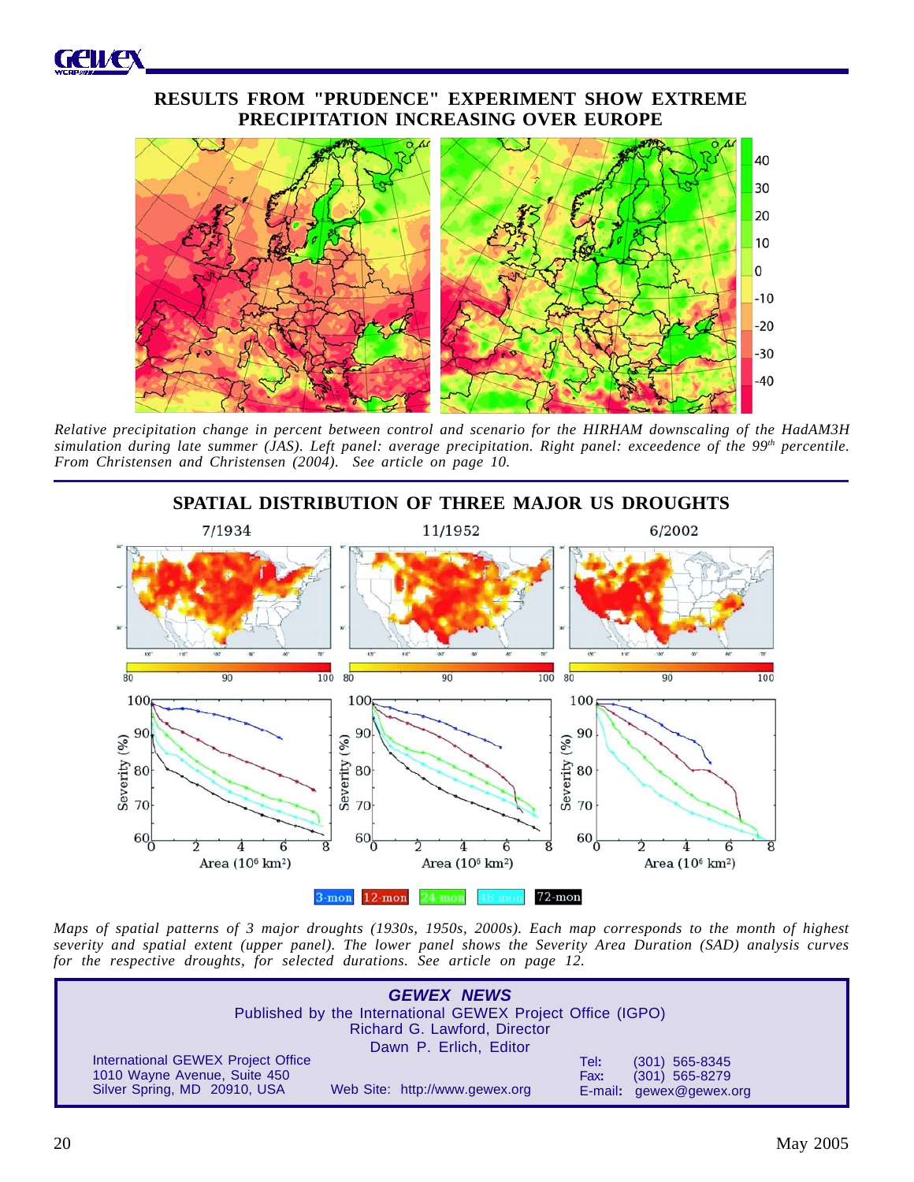## RESULTS FROM "PRUDENCE" EXPERIMENT SHOW EXTREME PRECIPITATION INCREASING OVER EUROPE

40
30
20
10
0
-10
-20
-30
-40

*Relative precipitation change in percent between control and scenario for the HIRHAM downscaling of the HadAM3H simulation during late summer (JAS). Left panel: average precipitation. Right panel: exceedence of the 99th percentile. From Christensen and Christensen (2004). See article on page 10.*

## SPATIAL DISTRIBUTION OF THREE MAJOR US DROUGHTS

7/1934
11/1952
6/2002

80 90 100

Severity (%)
Area ($10^6$ km$^2$)

3-mon 12-mon 24-mon 48-mon 72-mon

*Maps of spatial patterns of 3 major droughts (1930s, 1950s, 2000s). Each map corresponds to the month of highest severity and spatial extent (upper panel). The lower panel shows the Severity Area Duration (SAD) analysis curves for the respective droughts, for selected durations. See article on page 12.*

**GEWEX NEWS**

Published by the International GEWEX Project Office (IGPO)
Richard G. Lawford, Director
Dawn P. Erlich, Editor

International GEWEX Project Office
1010 Wayne Avenue, Suite 450
Silver Spring, MD 20910, USA

Web Site: http://www.gewex.org

Tel: (301) 565-8345
Fax: (301) 565-8279
E-mail: gewex@gewex.org